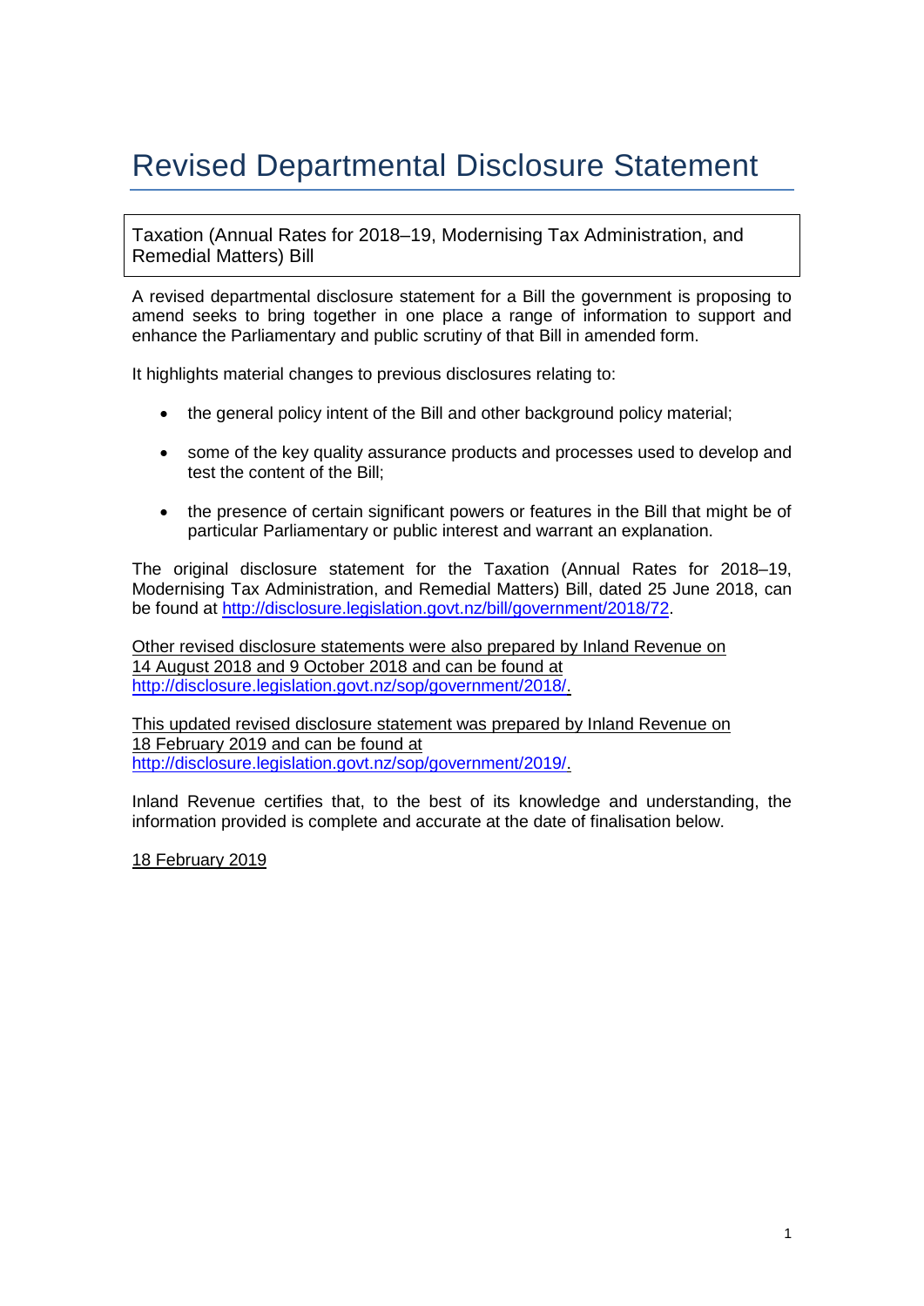# Revised Departmental Disclosure Statement

Taxation (Annual Rates for 2018–19, Modernising Tax Administration, and Remedial Matters) Bill

A revised departmental disclosure statement for a Bill the government is proposing to amend seeks to bring together in one place a range of information to support and enhance the Parliamentary and public scrutiny of that Bill in amended form.

It highlights material changes to previous disclosures relating to:

- the general policy intent of the Bill and other background policy material;
- some of the key quality assurance products and processes used to develop and test the content of the Bill;
- the presence of certain significant powers or features in the Bill that might be of particular Parliamentary or public interest and warrant an explanation.

The original disclosure statement for the Taxation (Annual Rates for 2018–19, Modernising Tax Administration, and Remedial Matters) Bill, dated 25 June 2018, can be found at http://disclosure.legislation.govt.nz/bill/government/2018/72.

Other revised disclosure statements were also prepared by Inland Revenue on 14 August 2018 and 9 October 2018 and can be found at http://disclosure.legislation.govt.nz/sop/government/2018/.

This updated revised disclosure statement was prepared by Inland Revenue on 18 February 2019 and can be found at http://disclosure.legislation.govt.nz/sop/government/2019/.

Inland Revenue certifies that, to the best of its knowledge and understanding, the information provided is complete and accurate at the date of finalisation below.

18 February 2019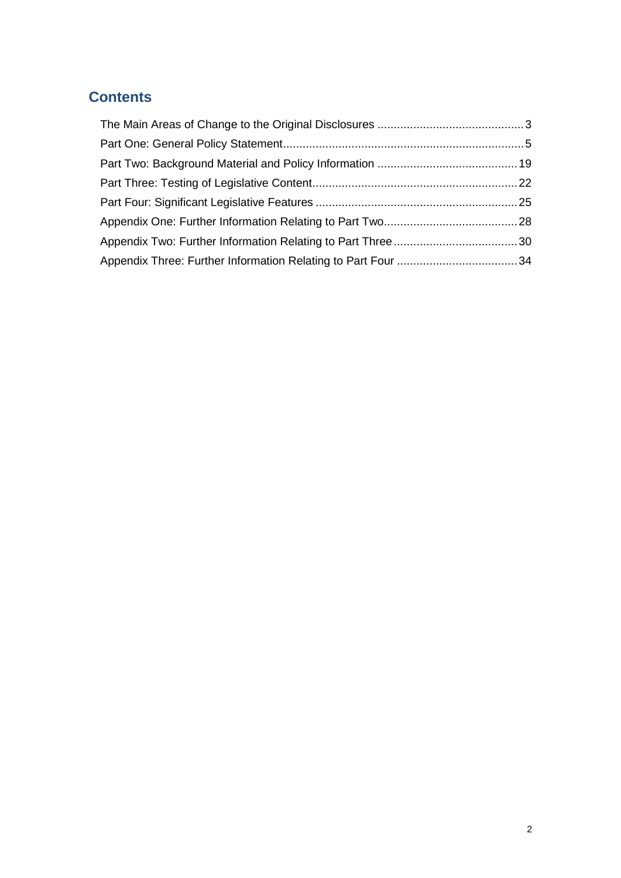## Contents

The Main Areas of Change to the Original Disclosures ............................................. 3

Part One: General Policy Statement.......................................................................... 5

Part Two: Background Material and Policy Information ........................................... 19

Part Three: Testing of Legislative Content............................................................... 22

Part Four: Significant Legislative Features .............................................................. 25

Appendix One: Further Information Relating to Part Two......................................... 28

Appendix Two: Further Information Relating to Part Three...................................... 30

Appendix Three: Further Information Relating to Part Four ..................................... 34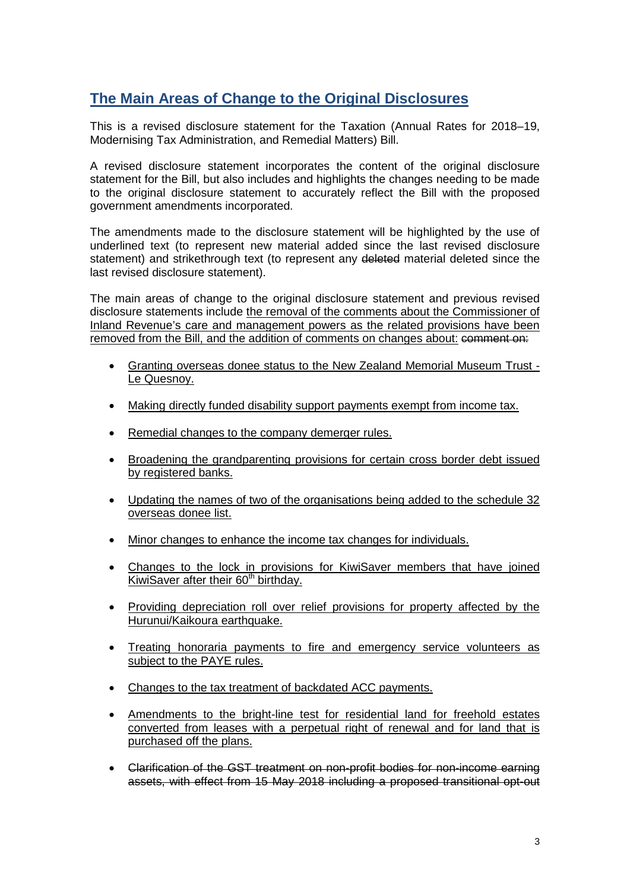## The Main Areas of Change to the Original Disclosures

This is a revised disclosure statement for the Taxation (Annual Rates for 2018–19, Modernising Tax Administration, and Remedial Matters) Bill.

A revised disclosure statement incorporates the content of the original disclosure statement for the Bill, but also includes and highlights the changes needing to be made to the original disclosure statement to accurately reflect the Bill with the proposed government amendments incorporated.

The amendments made to the disclosure statement will be highlighted by the use of underlined text (to represent new material added since the last revised disclosure statement) and strikethrough text (to represent any ~~deleted~~ material deleted since the last revised disclosure statement).

The main areas of change to the original disclosure statement and previous revised disclosure statements include <u>the removal of the comments about the Commissioner of Inland Revenue's care and management powers as the related provisions have been removed from the Bill, and the addition of comments on changes about:</u> ~~comment on:~~

- <u>Granting overseas donee status to the New Zealand Memorial Museum Trust - Le Quesnoy.</u>
- <u>Making directly funded disability support payments exempt from income tax.</u>
- <u>Remedial changes to the company demerger rules.</u>
- <u>Broadening the grandparenting provisions for certain cross border debt issued by registered banks.</u>
- <u>Updating the names of two of the organisations being added to the schedule 32 overseas donee list.</u>
- <u>Minor changes to enhance the income tax changes for individuals.</u>
- <u>Changes to the lock in provisions for KiwiSaver members that have joined KiwiSaver after their 60th birthday.</u>
- <u>Providing depreciation roll over relief provisions for property affected by the Hurunui/Kaikoura earthquake.</u>
- <u>Treating honoraria payments to fire and emergency service volunteers as subject to the PAYE rules.</u>
- <u>Changes to the tax treatment of backdated ACC payments.</u>
- <u>Amendments to the bright-line test for residential land for freehold estates converted from leases with a perpetual right of renewal and for land that is purchased off the plans.</u>
- ~~Clarification of the GST treatment on non-profit bodies for non-income earning assets, with effect from 15 May 2018 including a proposed transitional opt-out~~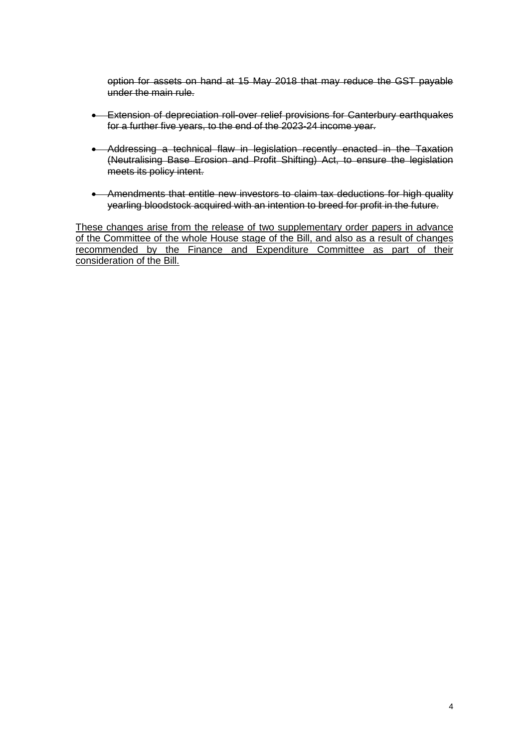~~option for assets on hand at 15 May 2018 that may reduce the GST payable under the main rule.~~

- ~~Extension of depreciation roll-over relief provisions for Canterbury earthquakes for a further five years, to the end of the 2023-24 income year.~~
- ~~Addressing a technical flaw in legislation recently enacted in the Taxation (Neutralising Base Erosion and Profit Shifting) Act, to ensure the legislation meets its policy intent.~~
- ~~Amendments that entitle new investors to claim tax deductions for high quality yearling bloodstock acquired with an intention to breed for profit in the future.~~

<u>These changes arise from the release of two supplementary order papers in advance of the Committee of the whole House stage of the Bill, and also as a result of changes recommended by the Finance and Expenditure Committee as part of their consideration of the Bill.</u>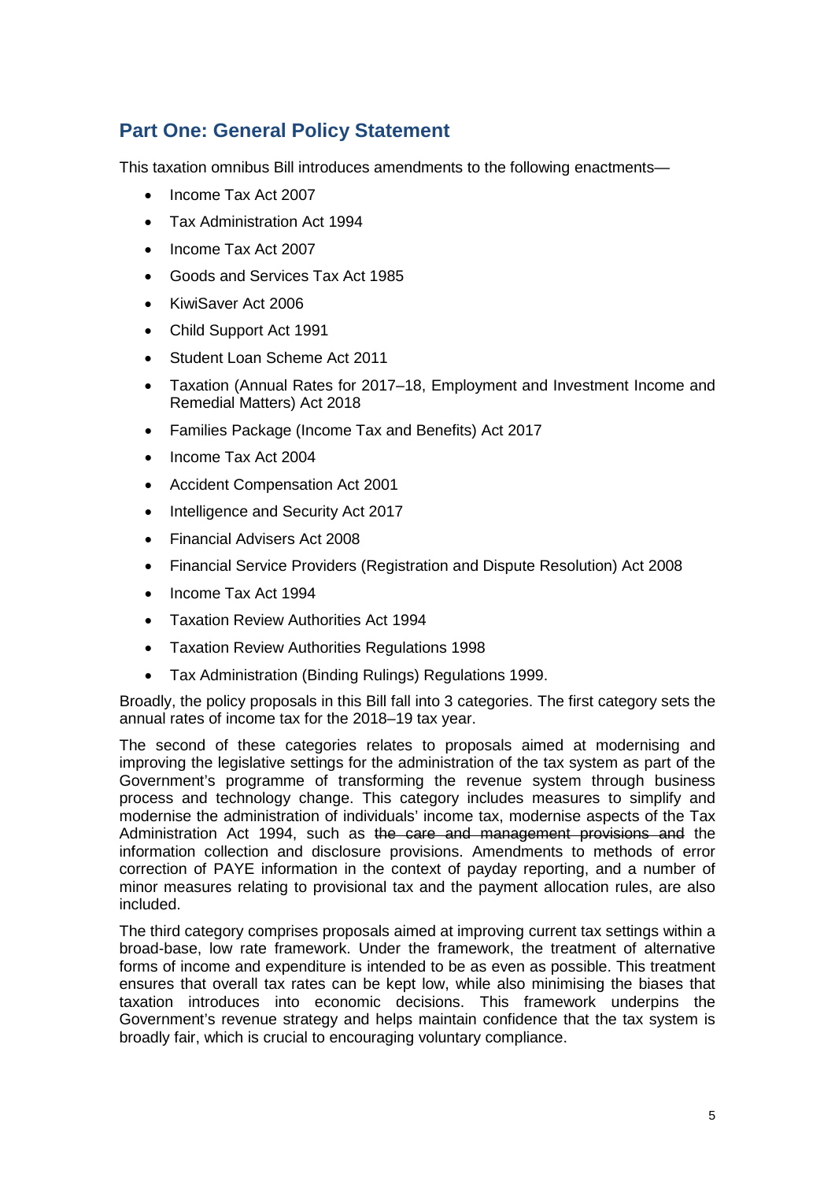## Part One: General Policy Statement

This taxation omnibus Bill introduces amendments to the following enactments—

- Income Tax Act 2007
- Tax Administration Act 1994
- Income Tax Act 2007
- Goods and Services Tax Act 1985
- KiwiSaver Act 2006
- Child Support Act 1991
- Student Loan Scheme Act 2011
- Taxation (Annual Rates for 2017–18, Employment and Investment Income and Remedial Matters) Act 2018
- Families Package (Income Tax and Benefits) Act 2017
- Income Tax Act 2004
- Accident Compensation Act 2001
- Intelligence and Security Act 2017
- Financial Advisers Act 2008
- Financial Service Providers (Registration and Dispute Resolution) Act 2008
- Income Tax Act 1994
- Taxation Review Authorities Act 1994
- Taxation Review Authorities Regulations 1998
- Tax Administration (Binding Rulings) Regulations 1999.

Broadly, the policy proposals in this Bill fall into 3 categories. The first category sets the annual rates of income tax for the 2018–19 tax year.

The second of these categories relates to proposals aimed at modernising and improving the legislative settings for the administration of the tax system as part of the Government's programme of transforming the revenue system through business process and technology change. This category includes measures to simplify and modernise the administration of individuals' income tax, modernise aspects of the Tax Administration Act 1994, such as ~~the care and management provisions and~~ the information collection and disclosure provisions. Amendments to methods of error correction of PAYE information in the context of payday reporting, and a number of minor measures relating to provisional tax and the payment allocation rules, are also included.

The third category comprises proposals aimed at improving current tax settings within a broad-base, low rate framework. Under the framework, the treatment of alternative forms of income and expenditure is intended to be as even as possible. This treatment ensures that overall tax rates can be kept low, while also minimising the biases that taxation introduces into economic decisions. This framework underpins the Government's revenue strategy and helps maintain confidence that the tax system is broadly fair, which is crucial to encouraging voluntary compliance.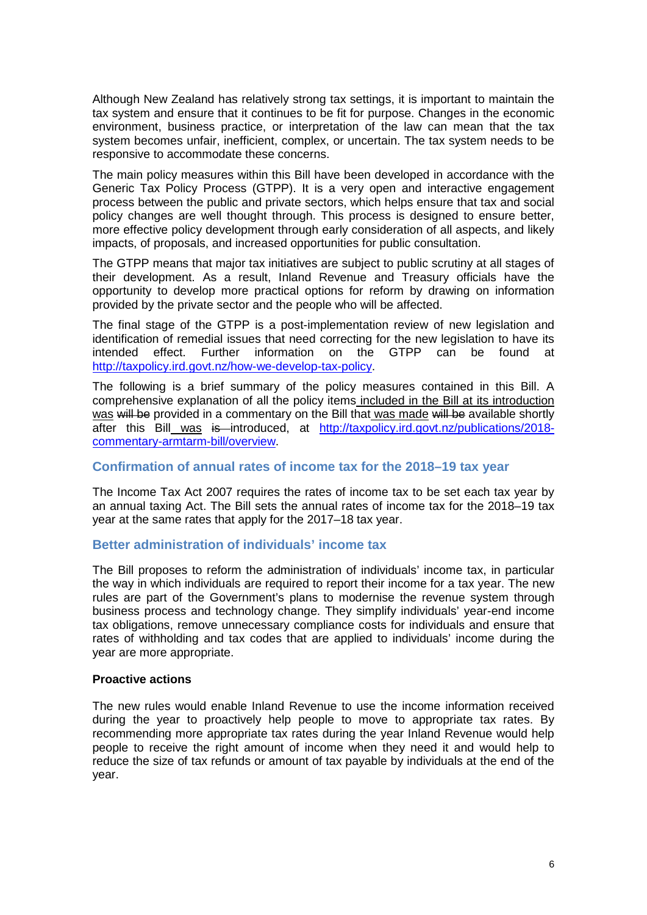Although New Zealand has relatively strong tax settings, it is important to maintain the tax system and ensure that it continues to be fit for purpose. Changes in the economic environment, business practice, or interpretation of the law can mean that the tax system becomes unfair, inefficient, complex, or uncertain. The tax system needs to be responsive to accommodate these concerns.

The main policy measures within this Bill have been developed in accordance with the Generic Tax Policy Process (GTPP). It is a very open and interactive engagement process between the public and private sectors, which helps ensure that tax and social policy changes are well thought through. This process is designed to ensure better, more effective policy development through early consideration of all aspects, and likely impacts, of proposals, and increased opportunities for public consultation.

The GTPP means that major tax initiatives are subject to public scrutiny at all stages of their development. As a result, Inland Revenue and Treasury officials have the opportunity to develop more practical options for reform by drawing on information provided by the private sector and the people who will be affected.

The final stage of the GTPP is a post-implementation review of new legislation and identification of remedial issues that need correcting for the new legislation to have its intended effect. Further information on the GTPP can be found at http://taxpolicy.ird.govt.nz/how-we-develop-tax-policy.

The following is a brief summary of the policy measures contained in this Bill. A comprehensive explanation of all the policy items <u>included in the Bill at its introduction</u> <u>was</u> ~~will be~~ provided in a commentary on the Bill that <u>was made</u> ~~will be~~ available shortly after this Bill <u>was</u> ~~is~~ introduced, at http://taxpolicy.ird.govt.nz/publications/2018-commentary-armtarm-bill/overview.

## Confirmation of annual rates of income tax for the 2018–19 tax year

The Income Tax Act 2007 requires the rates of income tax to be set each tax year by an annual taxing Act. The Bill sets the annual rates of income tax for the 2018–19 tax year at the same rates that apply for the 2017–18 tax year.

## Better administration of individuals' income tax

The Bill proposes to reform the administration of individuals' income tax, in particular the way in which individuals are required to report their income for a tax year. The new rules are part of the Government's plans to modernise the revenue system through business process and technology change. They simplify individuals' year-end income tax obligations, remove unnecessary compliance costs for individuals and ensure that rates of withholding and tax codes that are applied to individuals' income during the year are more appropriate.

### Proactive actions

The new rules would enable Inland Revenue to use the income information received during the year to proactively help people to move to appropriate tax rates. By recommending more appropriate tax rates during the year Inland Revenue would help people to receive the right amount of income when they need it and would help to reduce the size of tax refunds or amount of tax payable by individuals at the end of the year.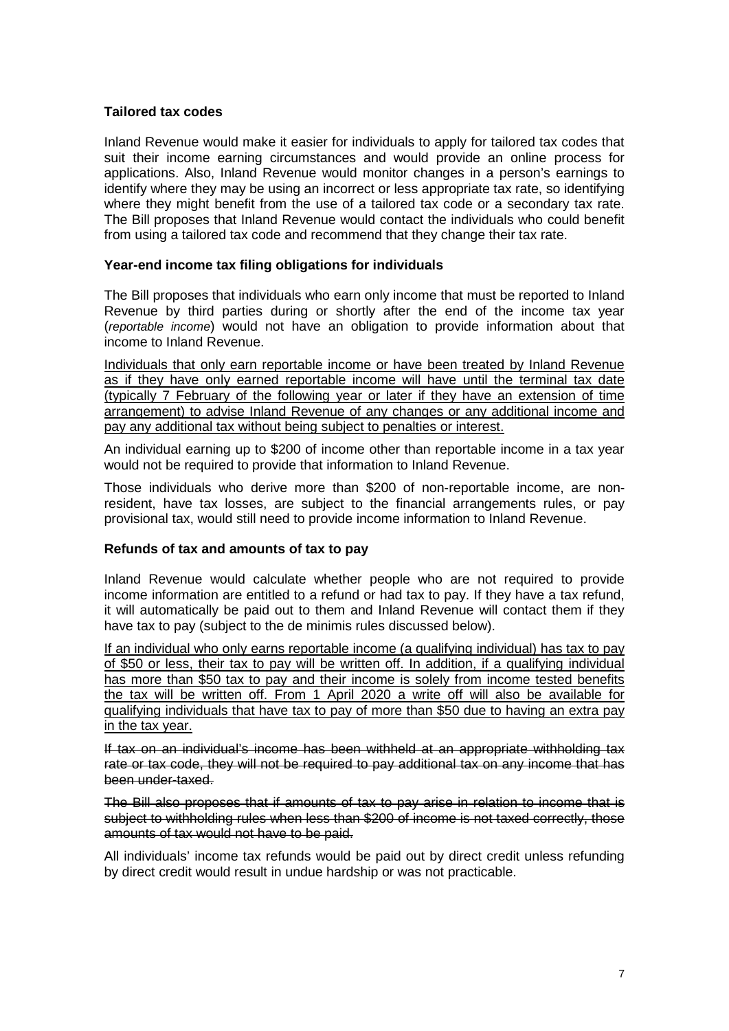### Tailored tax codes

Inland Revenue would make it easier for individuals to apply for tailored tax codes that suit their income earning circumstances and would provide an online process for applications. Also, Inland Revenue would monitor changes in a person's earnings to identify where they may be using an incorrect or less appropriate tax rate, so identifying where they might benefit from the use of a tailored tax code or a secondary tax rate. The Bill proposes that Inland Revenue would contact the individuals who could benefit from using a tailored tax code and recommend that they change their tax rate.

### Year-end income tax filing obligations for individuals

The Bill proposes that individuals who earn only income that must be reported to Inland Revenue by third parties during or shortly after the end of the income tax year (*reportable income*) would not have an obligation to provide information about that income to Inland Revenue.

<u>Individuals that only earn reportable income or have been treated by Inland Revenue as if they have only earned reportable income will have until the terminal tax date (typically 7 February of the following year or later if they have an extension of time arrangement) to advise Inland Revenue of any changes or any additional income and pay any additional tax without being subject to penalties or interest.</u>

An individual earning up to $200 of income other than reportable income in a tax year would not be required to provide that information to Inland Revenue.

Those individuals who derive more than $200 of non-reportable income, are non-resident, have tax losses, are subject to the financial arrangements rules, or pay provisional tax, would still need to provide income information to Inland Revenue.

### Refunds of tax and amounts of tax to pay

Inland Revenue would calculate whether people who are not required to provide income information are entitled to a refund or had tax to pay. If they have a tax refund, it will automatically be paid out to them and Inland Revenue will contact them if they have tax to pay (subject to the de minimis rules discussed below).

<u>If an individual who only earns reportable income (a qualifying individual) has tax to pay of $50 or less, their tax to pay will be written off. In addition, if a qualifying individual has more than $50 tax to pay and their income is solely from income tested benefits the tax will be written off. From 1 April 2020 a write off will also be available for qualifying individuals that have tax to pay of more than $50 due to having an extra pay in the tax year.</u>

~~If tax on an individual's income has been withheld at an appropriate withholding tax rate or tax code, they will not be required to pay additional tax on any income that has been under-taxed.~~

~~The Bill also proposes that if amounts of tax to pay arise in relation to income that is subject to withholding rules when less than $200 of income is not taxed correctly, those amounts of tax would not have to be paid.~~

All individuals' income tax refunds would be paid out by direct credit unless refunding by direct credit would result in undue hardship or was not practicable.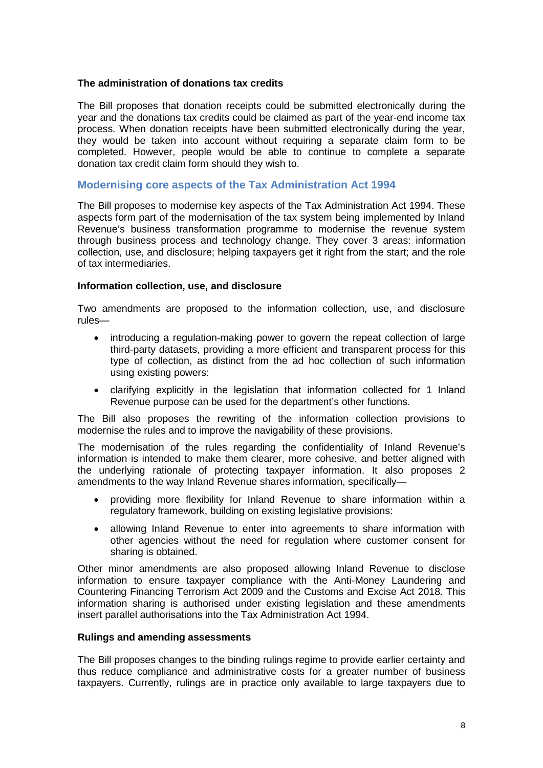### The administration of donations tax credits

The Bill proposes that donation receipts could be submitted electronically during the year and the donations tax credits could be claimed as part of the year-end income tax process. When donation receipts have been submitted electronically during the year, they would be taken into account without requiring a separate claim form to be completed. However, people would be able to continue to complete a separate donation tax credit claim form should they wish to.

## Modernising core aspects of the Tax Administration Act 1994

The Bill proposes to modernise key aspects of the Tax Administration Act 1994. These aspects form part of the modernisation of the tax system being implemented by Inland Revenue's business transformation programme to modernise the revenue system through business process and technology change. They cover 3 areas: information collection, use, and disclosure; helping taxpayers get it right from the start; and the role of tax intermediaries.

### Information collection, use, and disclosure

Two amendments are proposed to the information collection, use, and disclosure rules—

- introducing a regulation-making power to govern the repeat collection of large third-party datasets, providing a more efficient and transparent process for this type of collection, as distinct from the ad hoc collection of such information using existing powers:
- clarifying explicitly in the legislation that information collected for 1 Inland Revenue purpose can be used for the department's other functions.

The Bill also proposes the rewriting of the information collection provisions to modernise the rules and to improve the navigability of these provisions.

The modernisation of the rules regarding the confidentiality of Inland Revenue's information is intended to make them clearer, more cohesive, and better aligned with the underlying rationale of protecting taxpayer information. It also proposes 2 amendments to the way Inland Revenue shares information, specifically—

- providing more flexibility for Inland Revenue to share information within a regulatory framework, building on existing legislative provisions:
- allowing Inland Revenue to enter into agreements to share information with other agencies without the need for regulation where customer consent for sharing is obtained.

Other minor amendments are also proposed allowing Inland Revenue to disclose information to ensure taxpayer compliance with the Anti-Money Laundering and Countering Financing Terrorism Act 2009 and the Customs and Excise Act 2018. This information sharing is authorised under existing legislation and these amendments insert parallel authorisations into the Tax Administration Act 1994.

### Rulings and amending assessments

The Bill proposes changes to the binding rulings regime to provide earlier certainty and thus reduce compliance and administrative costs for a greater number of business taxpayers. Currently, rulings are in practice only available to large taxpayers due to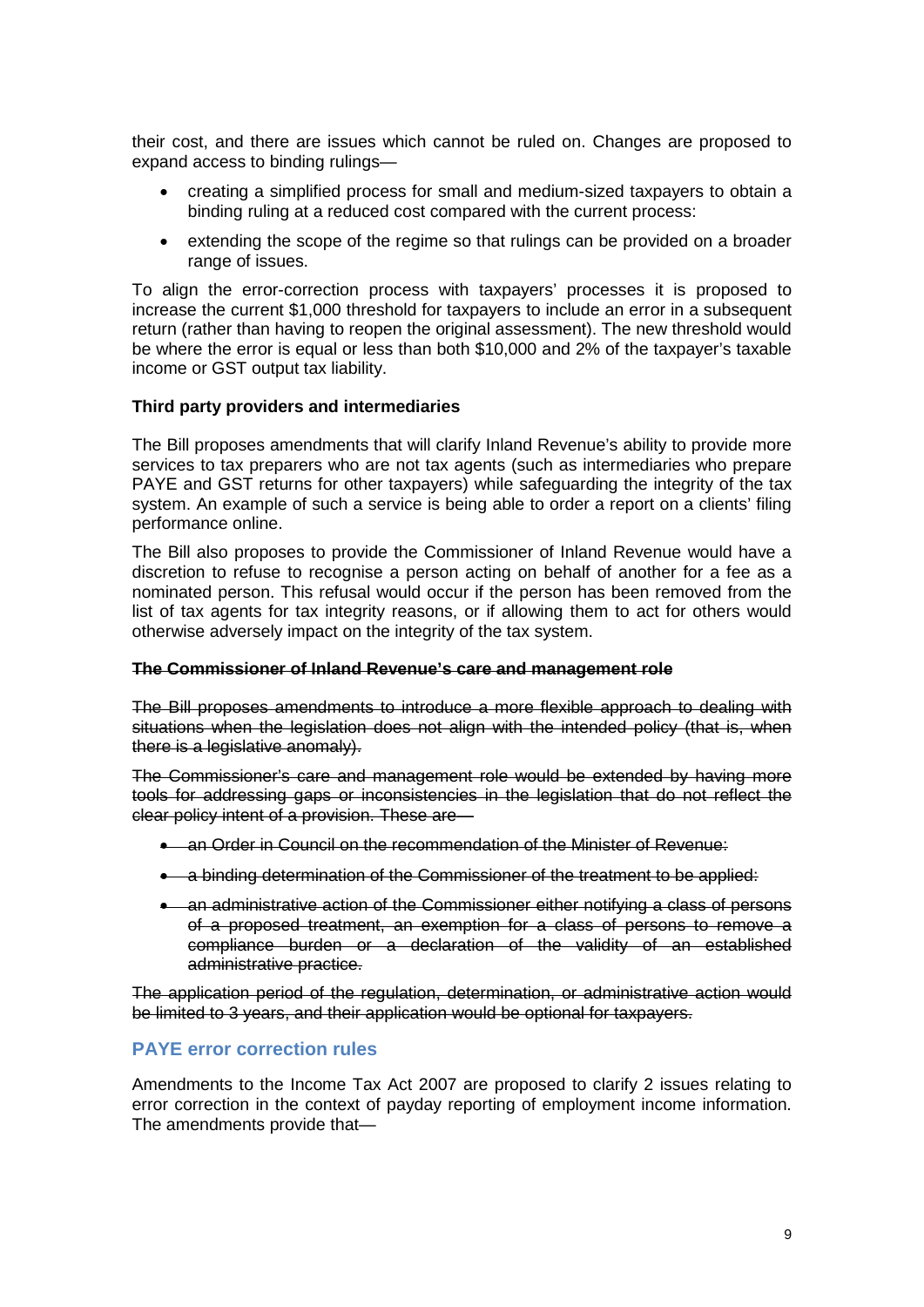their cost, and there are issues which cannot be ruled on. Changes are proposed to expand access to binding rulings—

- creating a simplified process for small and medium-sized taxpayers to obtain a binding ruling at a reduced cost compared with the current process:
- extending the scope of the regime so that rulings can be provided on a broader range of issues.

To align the error-correction process with taxpayers' processes it is proposed to increase the current $1,000 threshold for taxpayers to include an error in a subsequent return (rather than having to reopen the original assessment). The new threshold would be where the error is equal or less than both $10,000 and 2% of the taxpayer's taxable income or GST output tax liability.

**Third party providers and intermediaries**

The Bill proposes amendments that will clarify Inland Revenue's ability to provide more services to tax preparers who are not tax agents (such as intermediaries who prepare PAYE and GST returns for other taxpayers) while safeguarding the integrity of the tax system. An example of such a service is being able to order a report on a clients' filing performance online.

The Bill also proposes to provide the Commissioner of Inland Revenue would have a discretion to refuse to recognise a person acting on behalf of another for a fee as a nominated person. This refusal would occur if the person has been removed from the list of tax agents for tax integrity reasons, or if allowing them to act for others would otherwise adversely impact on the integrity of the tax system.

~~**The Commissioner of Inland Revenue's care and management role**~~

~~The Bill proposes amendments to introduce a more flexible approach to dealing with situations when the legislation does not align with the intended policy (that is, when there is a legislative anomaly).~~

~~The Commissioner's care and management role would be extended by having more tools for addressing gaps or inconsistencies in the legislation that do not reflect the clear policy intent of a provision. These are—~~

- ~~an Order in Council on the recommendation of the Minister of Revenue:~~
- ~~a binding determination of the Commissioner of the treatment to be applied:~~
- ~~an administrative action of the Commissioner either notifying a class of persons of a proposed treatment, an exemption for a class of persons to remove a compliance burden or a declaration of the validity of an established administrative practice.~~

~~The application period of the regulation, determination, or administrative action would be limited to 3 years, and their application would be optional for taxpayers.~~

## PAYE error correction rules

Amendments to the Income Tax Act 2007 are proposed to clarify 2 issues relating to error correction in the context of payday reporting of employment income information. The amendments provide that—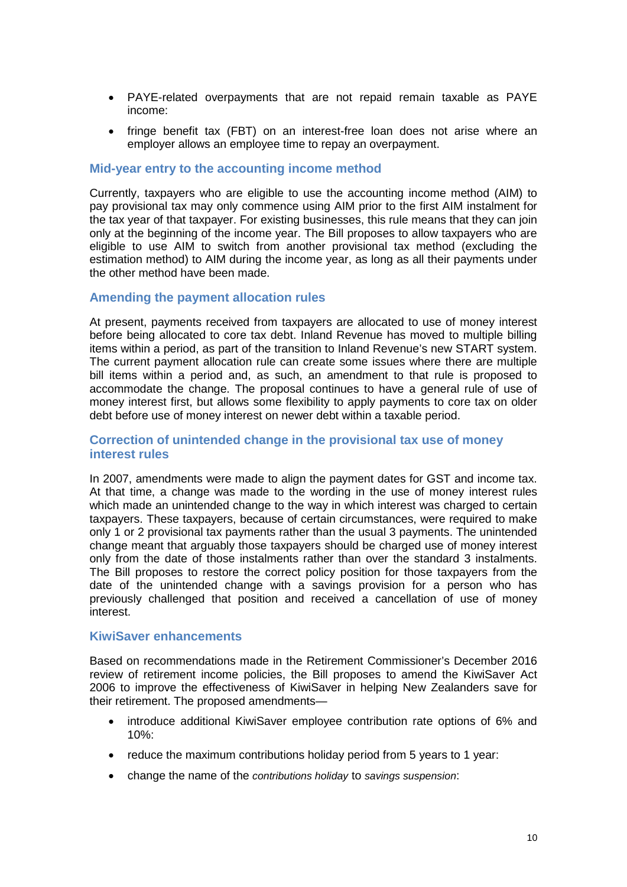- PAYE-related overpayments that are not repaid remain taxable as PAYE income:
- fringe benefit tax (FBT) on an interest-free loan does not arise where an employer allows an employee time to repay an overpayment.

## Mid-year entry to the accounting income method

Currently, taxpayers who are eligible to use the accounting income method (AIM) to pay provisional tax may only commence using AIM prior to the first AIM instalment for the tax year of that taxpayer. For existing businesses, this rule means that they can join only at the beginning of the income year. The Bill proposes to allow taxpayers who are eligible to use AIM to switch from another provisional tax method (excluding the estimation method) to AIM during the income year, as long as all their payments under the other method have been made.

## Amending the payment allocation rules

At present, payments received from taxpayers are allocated to use of money interest before being allocated to core tax debt. Inland Revenue has moved to multiple billing items within a period, as part of the transition to Inland Revenue's new START system. The current payment allocation rule can create some issues where there are multiple bill items within a period and, as such, an amendment to that rule is proposed to accommodate the change. The proposal continues to have a general rule of use of money interest first, but allows some flexibility to apply payments to core tax on older debt before use of money interest on newer debt within a taxable period.

## Correction of unintended change in the provisional tax use of money interest rules

In 2007, amendments were made to align the payment dates for GST and income tax. At that time, a change was made to the wording in the use of money interest rules which made an unintended change to the way in which interest was charged to certain taxpayers. These taxpayers, because of certain circumstances, were required to make only 1 or 2 provisional tax payments rather than the usual 3 payments. The unintended change meant that arguably those taxpayers should be charged use of money interest only from the date of those instalments rather than over the standard 3 instalments. The Bill proposes to restore the correct policy position for those taxpayers from the date of the unintended change with a savings provision for a person who has previously challenged that position and received a cancellation of use of money interest.

## KiwiSaver enhancements

Based on recommendations made in the Retirement Commissioner's December 2016 review of retirement income policies, the Bill proposes to amend the KiwiSaver Act 2006 to improve the effectiveness of KiwiSaver in helping New Zealanders save for their retirement. The proposed amendments—

- introduce additional KiwiSaver employee contribution rate options of 6% and 10%:
- reduce the maximum contributions holiday period from 5 years to 1 year:
- change the name of the *contributions holiday* to *savings suspension*: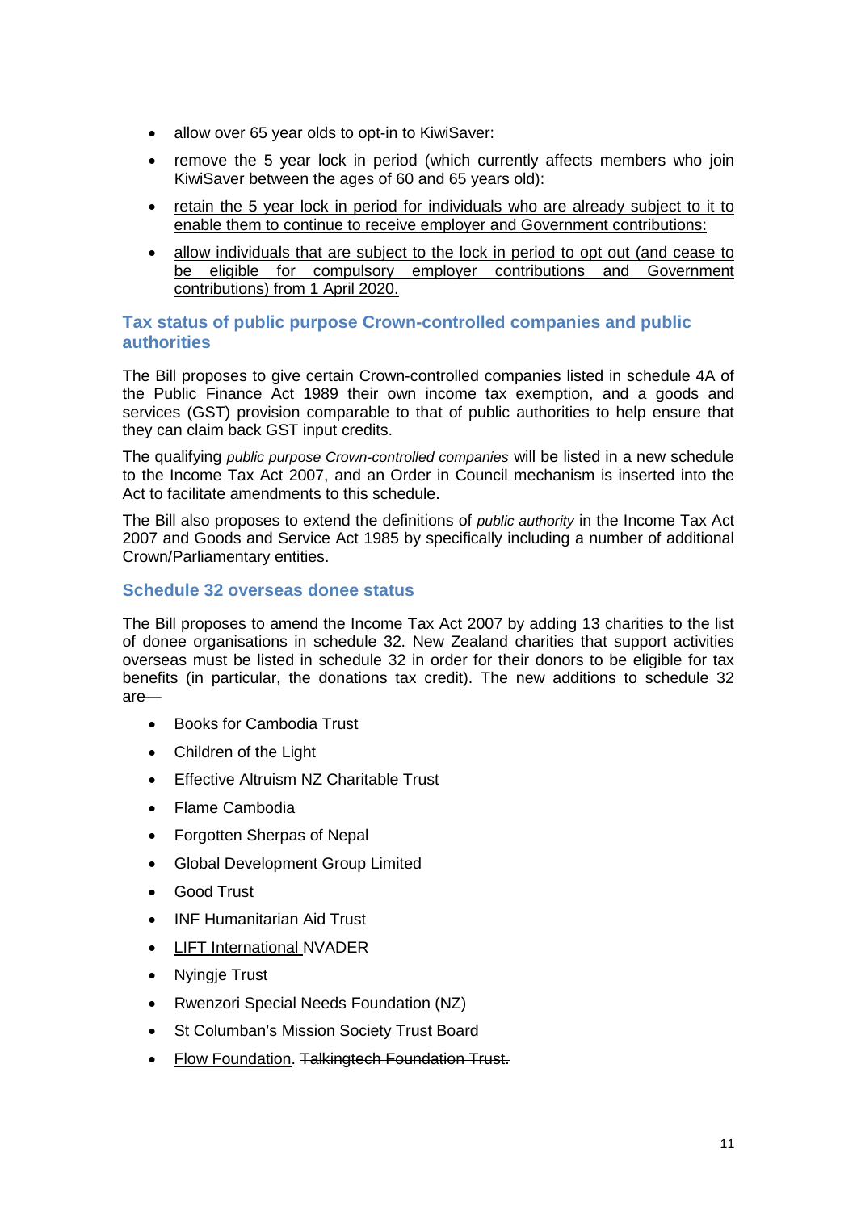- allow over 65 year olds to opt-in to KiwiSaver:
- remove the 5 year lock in period (which currently affects members who join KiwiSaver between the ages of 60 and 65 years old):
- <u>retain the 5 year lock in period for individuals who are already subject to it to enable them to continue to receive employer and Government contributions:</u>
- <u>allow individuals that are subject to the lock in period to opt out (and cease to be eligible for compulsory employer contributions and Government contributions) from 1 April 2020.</u>

## Tax status of public purpose Crown-controlled companies and public authorities

The Bill proposes to give certain Crown-controlled companies listed in schedule 4A of the Public Finance Act 1989 their own income tax exemption, and a goods and services (GST) provision comparable to that of public authorities to help ensure that they can claim back GST input credits.

The qualifying *public purpose Crown-controlled companies* will be listed in a new schedule to the Income Tax Act 2007, and an Order in Council mechanism is inserted into the Act to facilitate amendments to this schedule.

The Bill also proposes to extend the definitions of *public authority* in the Income Tax Act 2007 and Goods and Service Act 1985 by specifically including a number of additional Crown/Parliamentary entities.

## Schedule 32 overseas donee status

The Bill proposes to amend the Income Tax Act 2007 by adding 13 charities to the list of donee organisations in schedule 32. New Zealand charities that support activities overseas must be listed in schedule 32 in order for their donors to be eligible for tax benefits (in particular, the donations tax credit). The new additions to schedule 32 are—

- Books for Cambodia Trust
- Children of the Light
- Effective Altruism NZ Charitable Trust
- Flame Cambodia
- Forgotten Sherpas of Nepal
- Global Development Group Limited
- Good Trust
- INF Humanitarian Aid Trust
- <u>LIFT International</u> ~~NVADER~~
- Nyingje Trust
- Rwenzori Special Needs Foundation (NZ)
- St Columban's Mission Society Trust Board
- <u>Flow Foundation</u>. ~~Talkingtech Foundation Trust.~~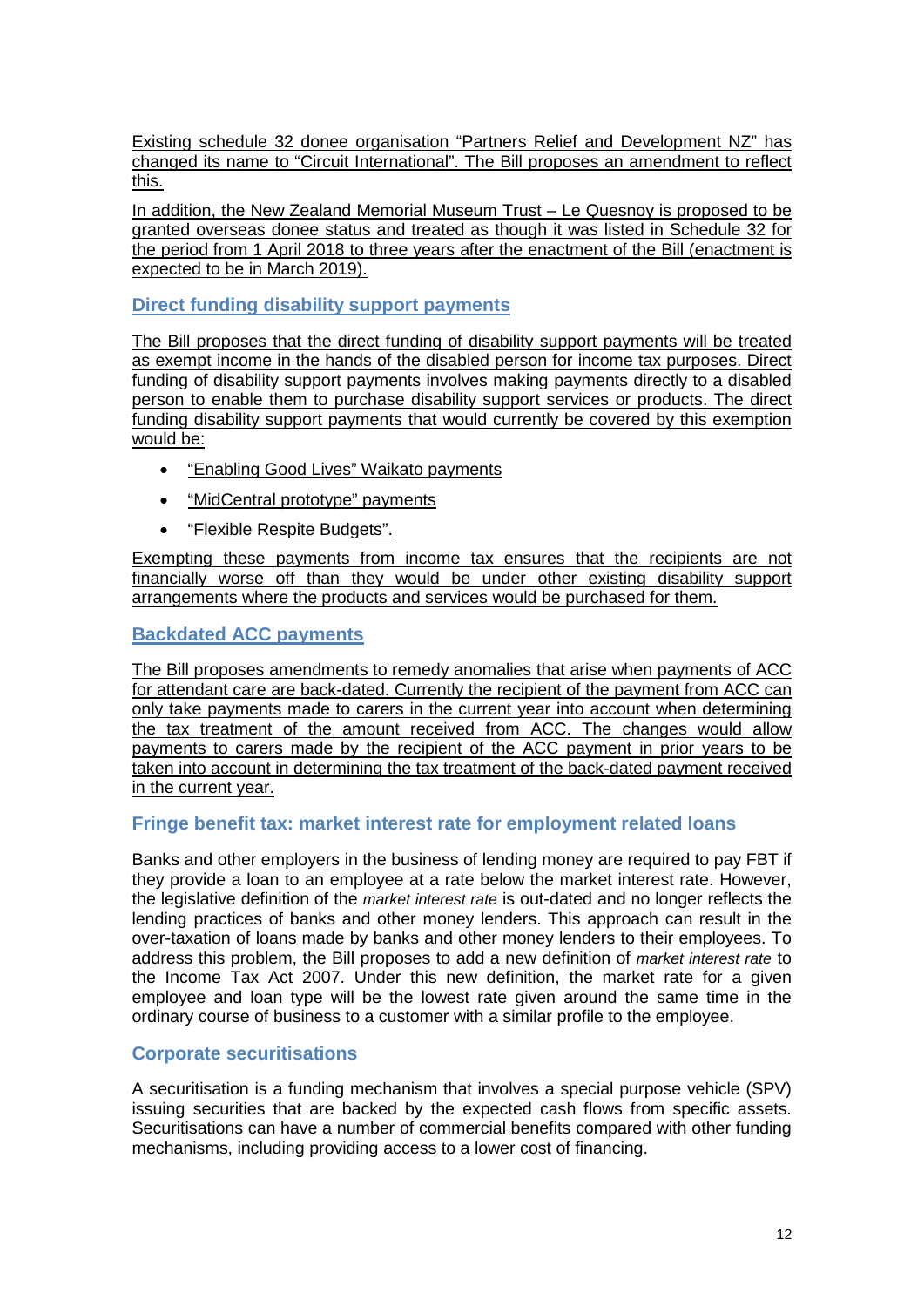Existing schedule 32 donee organisation "Partners Relief and Development NZ" has changed its name to "Circuit International". The Bill proposes an amendment to reflect this.

In addition, the New Zealand Memorial Museum Trust – Le Quesnoy is proposed to be granted overseas donee status and treated as though it was listed in Schedule 32 for the period from 1 April 2018 to three years after the enactment of the Bill (enactment is expected to be in March 2019).

### Direct funding disability support payments

The Bill proposes that the direct funding of disability support payments will be treated as exempt income in the hands of the disabled person for income tax purposes. Direct funding of disability support payments involves making payments directly to a disabled person to enable them to purchase disability support services or products. The direct funding disability support payments that would currently be covered by this exemption would be:

- "Enabling Good Lives" Waikato payments
- "MidCentral prototype" payments
- "Flexible Respite Budgets".

Exempting these payments from income tax ensures that the recipients are not financially worse off than they would be under other existing disability support arrangements where the products and services would be purchased for them.

### Backdated ACC payments

The Bill proposes amendments to remedy anomalies that arise when payments of ACC for attendant care are back-dated. Currently the recipient of the payment from ACC can only take payments made to carers in the current year into account when determining the tax treatment of the amount received from ACC. The changes would allow payments to carers made by the recipient of the ACC payment in prior years to be taken into account in determining the tax treatment of the back-dated payment received in the current year.

### Fringe benefit tax: market interest rate for employment related loans

Banks and other employers in the business of lending money are required to pay FBT if they provide a loan to an employee at a rate below the market interest rate. However, the legislative definition of the *market interest rate* is out-dated and no longer reflects the lending practices of banks and other money lenders. This approach can result in the over-taxation of loans made by banks and other money lenders to their employees. To address this problem, the Bill proposes to add a new definition of *market interest rate* to the Income Tax Act 2007. Under this new definition, the market rate for a given employee and loan type will be the lowest rate given around the same time in the ordinary course of business to a customer with a similar profile to the employee.

### Corporate securitisations

A securitisation is a funding mechanism that involves a special purpose vehicle (SPV) issuing securities that are backed by the expected cash flows from specific assets. Securitisations can have a number of commercial benefits compared with other funding mechanisms, including providing access to a lower cost of financing.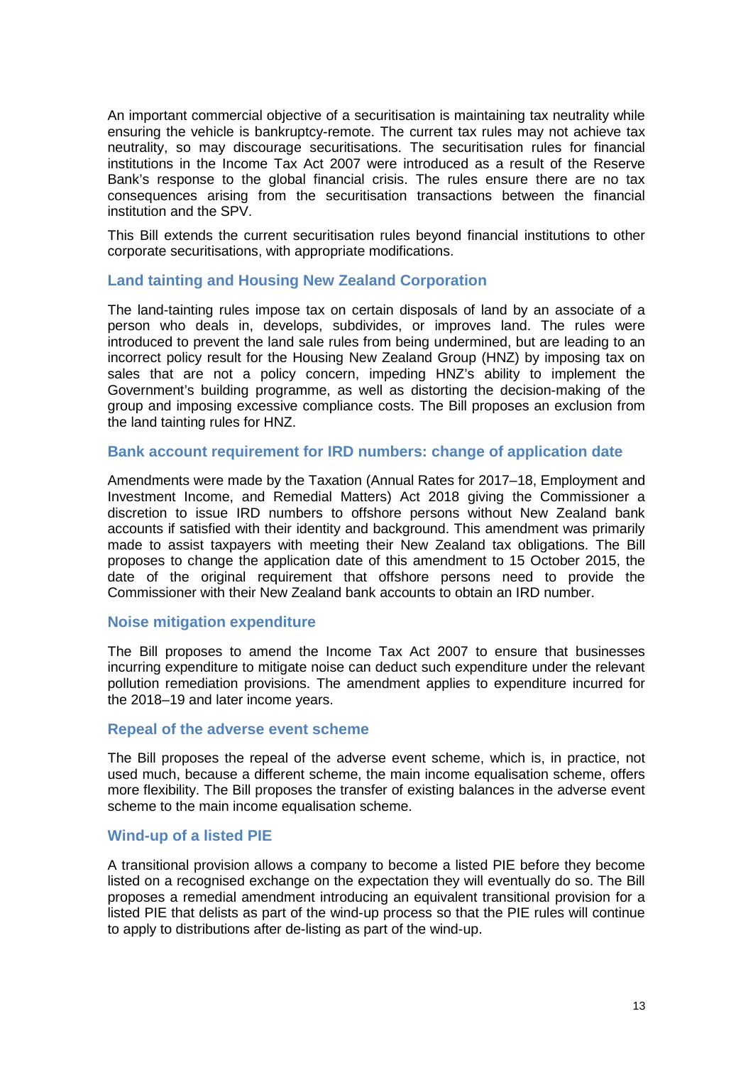An important commercial objective of a securitisation is maintaining tax neutrality while ensuring the vehicle is bankruptcy-remote. The current tax rules may not achieve tax neutrality, so may discourage securitisations. The securitisation rules for financial institutions in the Income Tax Act 2007 were introduced as a result of the Reserve Bank's response to the global financial crisis. The rules ensure there are no tax consequences arising from the securitisation transactions between the financial institution and the SPV.

This Bill extends the current securitisation rules beyond financial institutions to other corporate securitisations, with appropriate modifications.

### Land tainting and Housing New Zealand Corporation

The land-tainting rules impose tax on certain disposals of land by an associate of a person who deals in, develops, subdivides, or improves land. The rules were introduced to prevent the land sale rules from being undermined, but are leading to an incorrect policy result for the Housing New Zealand Group (HNZ) by imposing tax on sales that are not a policy concern, impeding HNZ's ability to implement the Government's building programme, as well as distorting the decision-making of the group and imposing excessive compliance costs. The Bill proposes an exclusion from the land tainting rules for HNZ.

### Bank account requirement for IRD numbers: change of application date

Amendments were made by the Taxation (Annual Rates for 2017–18, Employment and Investment Income, and Remedial Matters) Act 2018 giving the Commissioner a discretion to issue IRD numbers to offshore persons without New Zealand bank accounts if satisfied with their identity and background. This amendment was primarily made to assist taxpayers with meeting their New Zealand tax obligations. The Bill proposes to change the application date of this amendment to 15 October 2015, the date of the original requirement that offshore persons need to provide the Commissioner with their New Zealand bank accounts to obtain an IRD number.

### Noise mitigation expenditure

The Bill proposes to amend the Income Tax Act 2007 to ensure that businesses incurring expenditure to mitigate noise can deduct such expenditure under the relevant pollution remediation provisions. The amendment applies to expenditure incurred for the 2018–19 and later income years.

### Repeal of the adverse event scheme

The Bill proposes the repeal of the adverse event scheme, which is, in practice, not used much, because a different scheme, the main income equalisation scheme, offers more flexibility. The Bill proposes the transfer of existing balances in the adverse event scheme to the main income equalisation scheme.

### Wind-up of a listed PIE

A transitional provision allows a company to become a listed PIE before they become listed on a recognised exchange on the expectation they will eventually do so. The Bill proposes a remedial amendment introducing an equivalent transitional provision for a listed PIE that delists as part of the wind-up process so that the PIE rules will continue to apply to distributions after de-listing as part of the wind-up.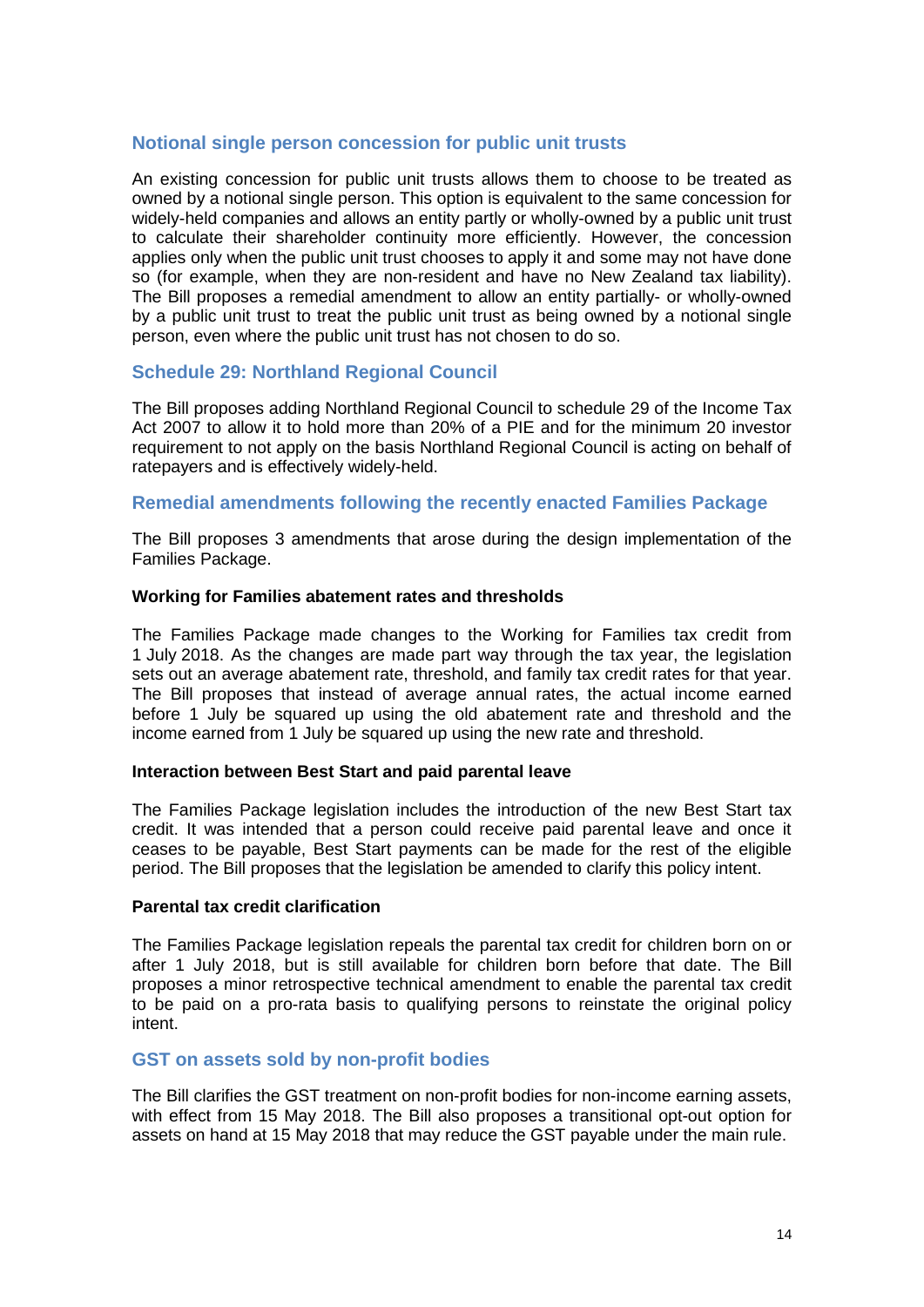## Notional single person concession for public unit trusts

An existing concession for public unit trusts allows them to choose to be treated as owned by a notional single person. This option is equivalent to the same concession for widely-held companies and allows an entity partly or wholly-owned by a public unit trust to calculate their shareholder continuity more efficiently. However, the concession applies only when the public unit trust chooses to apply it and some may not have done so (for example, when they are non-resident and have no New Zealand tax liability). The Bill proposes a remedial amendment to allow an entity partially- or wholly-owned by a public unit trust to treat the public unit trust as being owned by a notional single person, even where the public unit trust has not chosen to do so.

## Schedule 29: Northland Regional Council

The Bill proposes adding Northland Regional Council to schedule 29 of the Income Tax Act 2007 to allow it to hold more than 20% of a PIE and for the minimum 20 investor requirement to not apply on the basis Northland Regional Council is acting on behalf of ratepayers and is effectively widely-held.

## Remedial amendments following the recently enacted Families Package

The Bill proposes 3 amendments that arose during the design implementation of the Families Package.

**Working for Families abatement rates and thresholds**

The Families Package made changes to the Working for Families tax credit from 1 July 2018. As the changes are made part way through the tax year, the legislation sets out an average abatement rate, threshold, and family tax credit rates for that year. The Bill proposes that instead of average annual rates, the actual income earned before 1 July be squared up using the old abatement rate and threshold and the income earned from 1 July be squared up using the new rate and threshold.

**Interaction between Best Start and paid parental leave**

The Families Package legislation includes the introduction of the new Best Start tax credit. It was intended that a person could receive paid parental leave and once it ceases to be payable, Best Start payments can be made for the rest of the eligible period. The Bill proposes that the legislation be amended to clarify this policy intent.

**Parental tax credit clarification**

The Families Package legislation repeals the parental tax credit for children born on or after 1 July 2018, but is still available for children born before that date. The Bill proposes a minor retrospective technical amendment to enable the parental tax credit to be paid on a pro-rata basis to qualifying persons to reinstate the original policy intent.

## GST on assets sold by non-profit bodies

The Bill clarifies the GST treatment on non-profit bodies for non-income earning assets, with effect from 15 May 2018. The Bill also proposes a transitional opt-out option for assets on hand at 15 May 2018 that may reduce the GST payable under the main rule.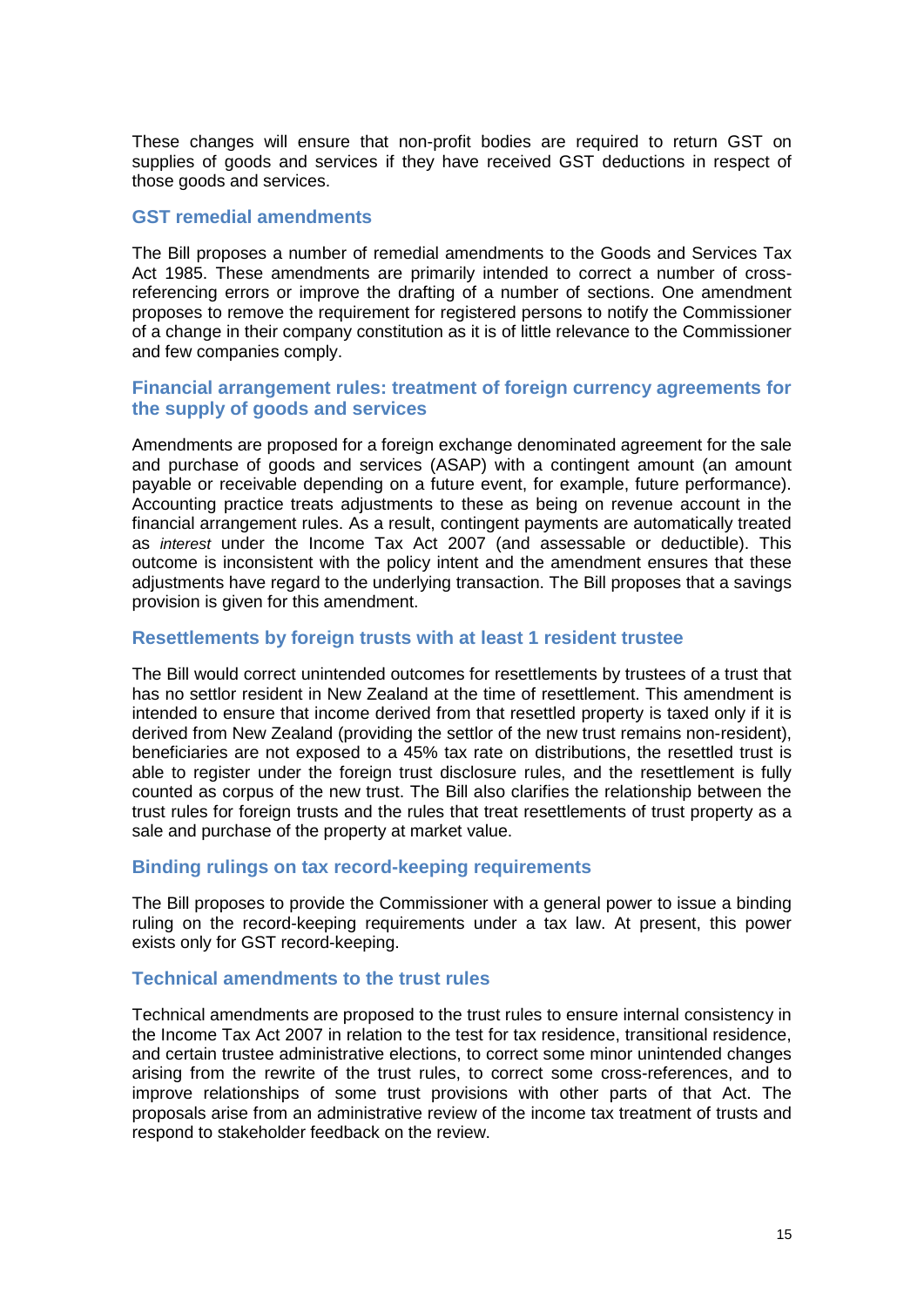These changes will ensure that non-profit bodies are required to return GST on supplies of goods and services if they have received GST deductions in respect of those goods and services.

## GST remedial amendments

The Bill proposes a number of remedial amendments to the Goods and Services Tax Act 1985. These amendments are primarily intended to correct a number of cross-referencing errors or improve the drafting of a number of sections. One amendment proposes to remove the requirement for registered persons to notify the Commissioner of a change in their company constitution as it is of little relevance to the Commissioner and few companies comply.

## Financial arrangement rules: treatment of foreign currency agreements for the supply of goods and services

Amendments are proposed for a foreign exchange denominated agreement for the sale and purchase of goods and services (ASAP) with a contingent amount (an amount payable or receivable depending on a future event, for example, future performance). Accounting practice treats adjustments to these as being on revenue account in the financial arrangement rules. As a result, contingent payments are automatically treated as *interest* under the Income Tax Act 2007 (and assessable or deductible). This outcome is inconsistent with the policy intent and the amendment ensures that these adjustments have regard to the underlying transaction. The Bill proposes that a savings provision is given for this amendment.

## Resettlements by foreign trusts with at least 1 resident trustee

The Bill would correct unintended outcomes for resettlements by trustees of a trust that has no settlor resident in New Zealand at the time of resettlement. This amendment is intended to ensure that income derived from that resettled property is taxed only if it is derived from New Zealand (providing the settlor of the new trust remains non-resident), beneficiaries are not exposed to a 45% tax rate on distributions, the resettled trust is able to register under the foreign trust disclosure rules, and the resettlement is fully counted as corpus of the new trust. The Bill also clarifies the relationship between the trust rules for foreign trusts and the rules that treat resettlements of trust property as a sale and purchase of the property at market value.

## Binding rulings on tax record-keeping requirements

The Bill proposes to provide the Commissioner with a general power to issue a binding ruling on the record-keeping requirements under a tax law. At present, this power exists only for GST record-keeping.

## Technical amendments to the trust rules

Technical amendments are proposed to the trust rules to ensure internal consistency in the Income Tax Act 2007 in relation to the test for tax residence, transitional residence, and certain trustee administrative elections, to correct some minor unintended changes arising from the rewrite of the trust rules, to correct some cross-references, and to improve relationships of some trust provisions with other parts of that Act. The proposals arise from an administrative review of the income tax treatment of trusts and respond to stakeholder feedback on the review.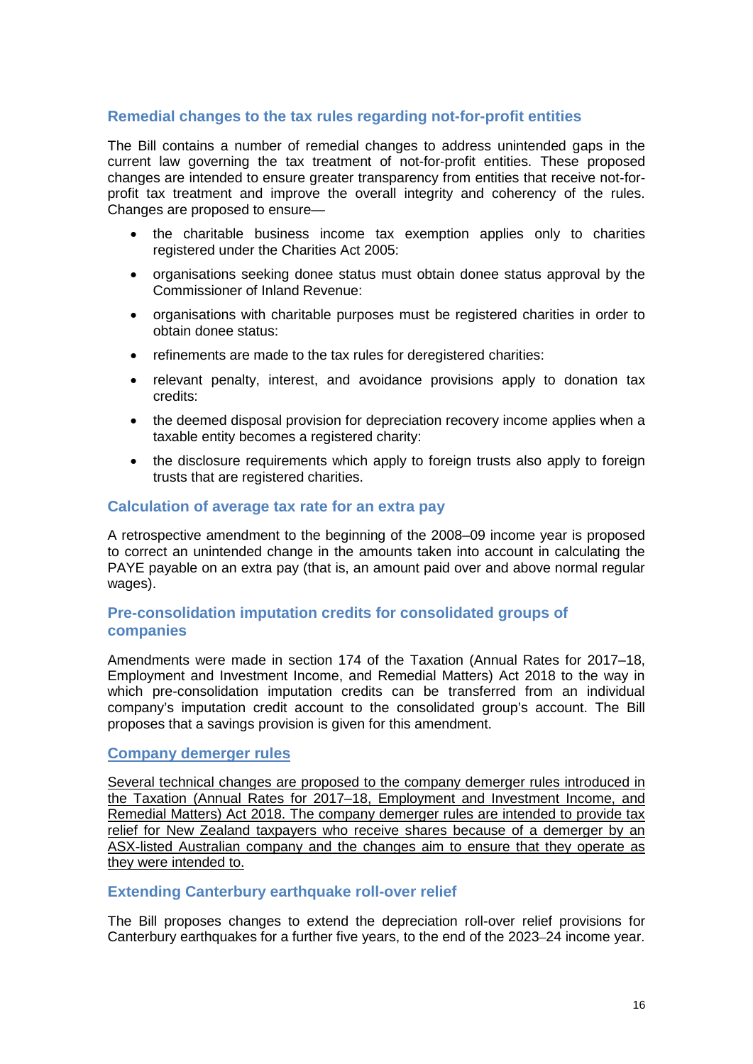### Remedial changes to the tax rules regarding not-for-profit entities

The Bill contains a number of remedial changes to address unintended gaps in the current law governing the tax treatment of not-for-profit entities. These proposed changes are intended to ensure greater transparency from entities that receive not-for-profit tax treatment and improve the overall integrity and coherency of the rules. Changes are proposed to ensure—

- the charitable business income tax exemption applies only to charities registered under the Charities Act 2005:
- organisations seeking donee status must obtain donee status approval by the Commissioner of Inland Revenue:
- organisations with charitable purposes must be registered charities in order to obtain donee status:
- refinements are made to the tax rules for deregistered charities:
- relevant penalty, interest, and avoidance provisions apply to donation tax credits:
- the deemed disposal provision for depreciation recovery income applies when a taxable entity becomes a registered charity:
- the disclosure requirements which apply to foreign trusts also apply to foreign trusts that are registered charities.

### Calculation of average tax rate for an extra pay

A retrospective amendment to the beginning of the 2008–09 income year is proposed to correct an unintended change in the amounts taken into account in calculating the PAYE payable on an extra pay (that is, an amount paid over and above normal regular wages).

### Pre-consolidation imputation credits for consolidated groups of companies

Amendments were made in section 174 of the Taxation (Annual Rates for 2017–18, Employment and Investment Income, and Remedial Matters) Act 2018 to the way in which pre-consolidation imputation credits can be transferred from an individual company's imputation credit account to the consolidated group's account. The Bill proposes that a savings provision is given for this amendment.

### <u>Company demerger rules</u>

<u>Several technical changes are proposed to the company demerger rules introduced in the Taxation (Annual Rates for 2017–18, Employment and Investment Income, and Remedial Matters) Act 2018. The company demerger rules are intended to provide tax relief for New Zealand taxpayers who receive shares because of a demerger by an ASX-listed Australian company and the changes aim to ensure that they operate as they were intended to.</u>

### Extending Canterbury earthquake roll-over relief

The Bill proposes changes to extend the depreciation roll-over relief provisions for Canterbury earthquakes for a further five years, to the end of the 2023–24 income year.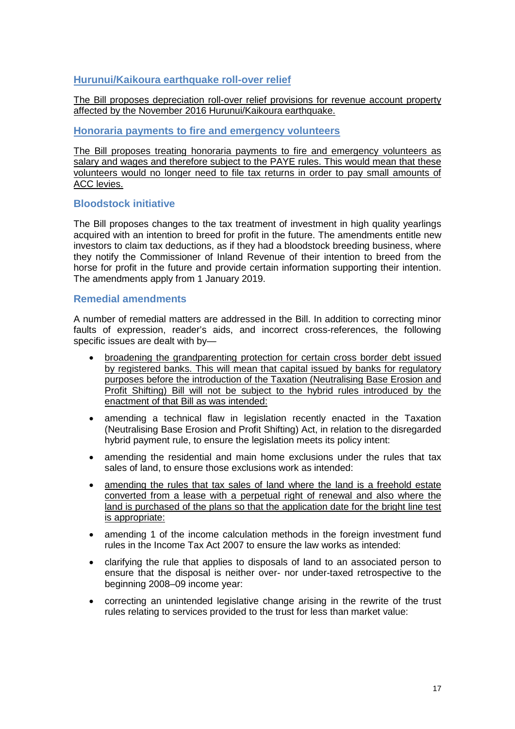### Hurunui/Kaikoura earthquake roll-over relief

The Bill proposes depreciation roll-over relief provisions for revenue account property affected by the November 2016 Hurunui/Kaikoura earthquake.

### Honoraria payments to fire and emergency volunteers

The Bill proposes treating honoraria payments to fire and emergency volunteers as salary and wages and therefore subject to the PAYE rules. This would mean that these volunteers would no longer need to file tax returns in order to pay small amounts of ACC levies.

### Bloodstock initiative

The Bill proposes changes to the tax treatment of investment in high quality yearlings acquired with an intention to breed for profit in the future. The amendments entitle new investors to claim tax deductions, as if they had a bloodstock breeding business, where they notify the Commissioner of Inland Revenue of their intention to breed from the horse for profit in the future and provide certain information supporting their intention. The amendments apply from 1 January 2019.

### Remedial amendments

A number of remedial matters are addressed in the Bill. In addition to correcting minor faults of expression, reader's aids, and incorrect cross-references, the following specific issues are dealt with by—

- broadening the grandparenting protection for certain cross border debt issued by registered banks. This will mean that capital issued by banks for regulatory purposes before the introduction of the Taxation (Neutralising Base Erosion and Profit Shifting) Bill will not be subject to the hybrid rules introduced by the enactment of that Bill as was intended:
- amending a technical flaw in legislation recently enacted in the Taxation (Neutralising Base Erosion and Profit Shifting) Act, in relation to the disregarded hybrid payment rule, to ensure the legislation meets its policy intent:
- amending the residential and main home exclusions under the rules that tax sales of land, to ensure those exclusions work as intended:
- amending the rules that tax sales of land where the land is a freehold estate converted from a lease with a perpetual right of renewal and also where the land is purchased of the plans so that the application date for the bright line test is appropriate:
- amending 1 of the income calculation methods in the foreign investment fund rules in the Income Tax Act 2007 to ensure the law works as intended:
- clarifying the rule that applies to disposals of land to an associated person to ensure that the disposal is neither over- nor under-taxed retrospective to the beginning 2008–09 income year:
- correcting an unintended legislative change arising in the rewrite of the trust rules relating to services provided to the trust for less than market value: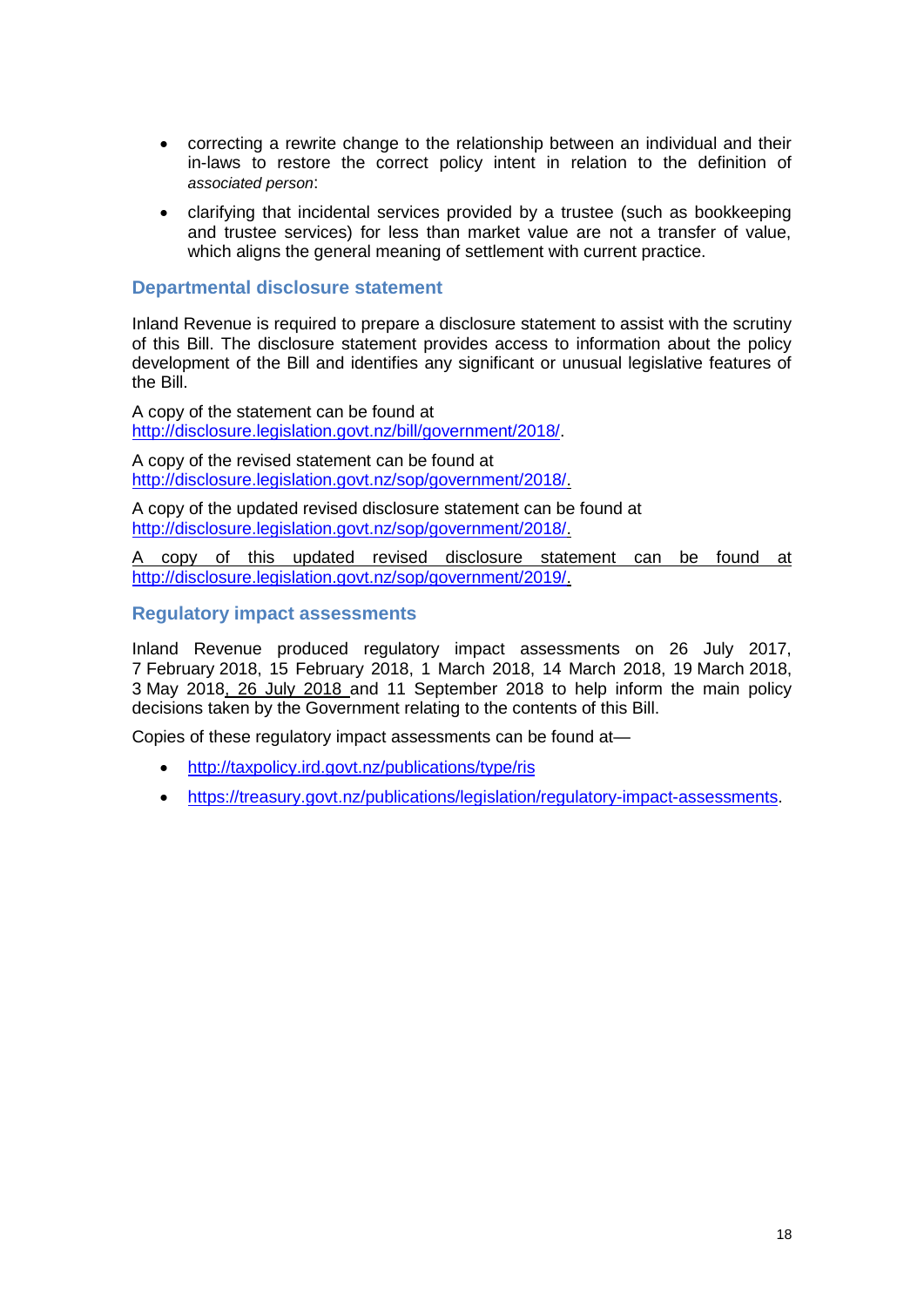- correcting a rewrite change to the relationship between an individual and their in-laws to restore the correct policy intent in relation to the definition of *associated person*:
- clarifying that incidental services provided by a trustee (such as bookkeeping and trustee services) for less than market value are not a transfer of value, which aligns the general meaning of settlement with current practice.

## Departmental disclosure statement

Inland Revenue is required to prepare a disclosure statement to assist with the scrutiny of this Bill. The disclosure statement provides access to information about the policy development of the Bill and identifies any significant or unusual legislative features of the Bill.

A copy of the statement can be found at http://disclosure.legislation.govt.nz/bill/government/2018/.

A copy of the revised statement can be found at http://disclosure.legislation.govt.nz/sop/government/2018/.

A copy of the updated revised disclosure statement can be found at http://disclosure.legislation.govt.nz/sop/government/2018/.

A copy of this updated revised disclosure statement can be found at http://disclosure.legislation.govt.nz/sop/government/2019/.

## Regulatory impact assessments

Inland Revenue produced regulatory impact assessments on 26 July 2017, 7 February 2018, 15 February 2018, 1 March 2018, 14 March 2018, 19 March 2018, 3 May 2018, 26 July 2018 and 11 September 2018 to help inform the main policy decisions taken by the Government relating to the contents of this Bill.

Copies of these regulatory impact assessments can be found at—

- http://taxpolicy.ird.govt.nz/publications/type/ris
- https://treasury.govt.nz/publications/legislation/regulatory-impact-assessments.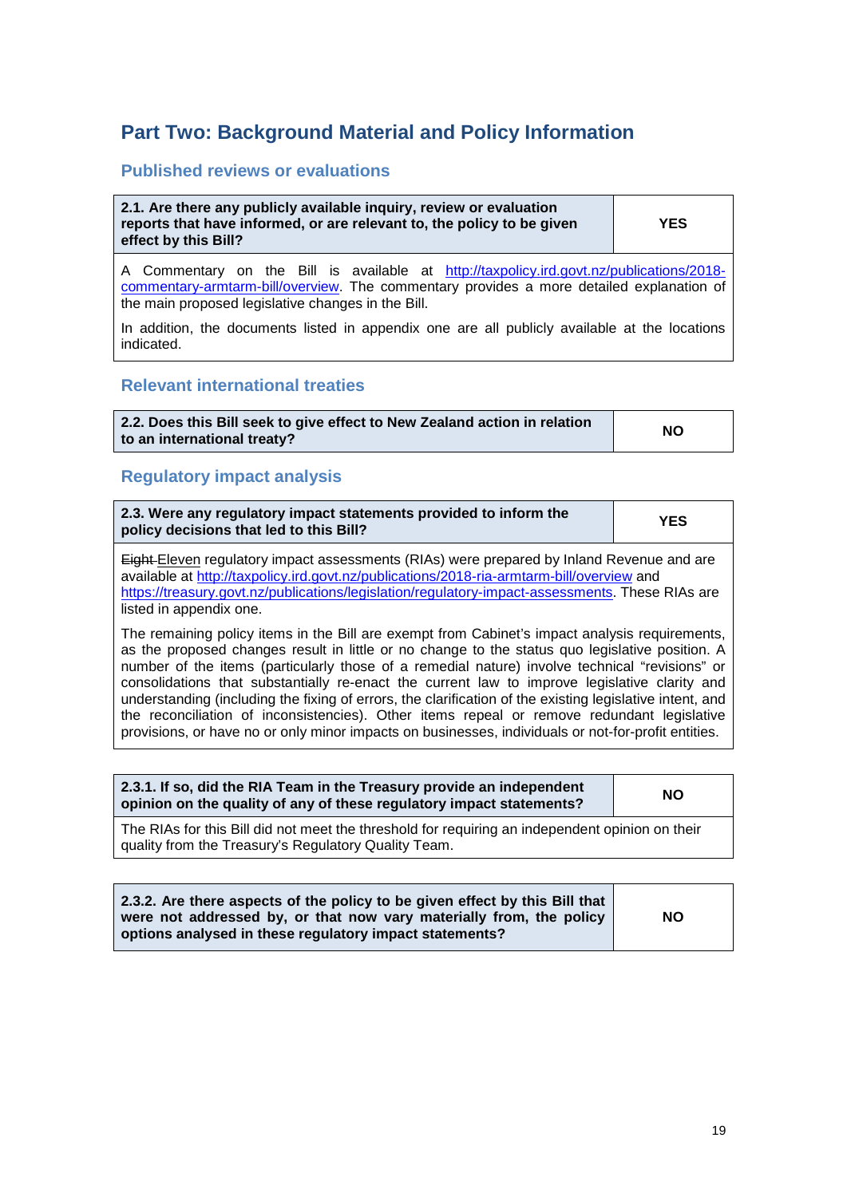## Part Two: Background Material and Policy Information

### Published reviews or evaluations

| 2.1. Are there any publicly available inquiry, review or evaluation reports that have informed, or are relevant to, the policy to be given effect by this Bill? | YES |
|---|---|

A Commentary on the Bill is available at http://taxpolicy.ird.govt.nz/publications/2018-commentary-armtarm-bill/overview. The commentary provides a more detailed explanation of the main proposed legislative changes in the Bill.

In addition, the documents listed in appendix one are all publicly available at the locations indicated.

### Relevant international treaties

| 2.2. Does this Bill seek to give effect to New Zealand action in relation to an international treaty? | NO |
|---|---|

### Regulatory impact analysis

| 2.3. Were any regulatory impact statements provided to inform the policy decisions that led to this Bill? | YES |
|---|---|

~~Eight~~ Eleven regulatory impact assessments (RIAs) were prepared by Inland Revenue and are available at http://taxpolicy.ird.govt.nz/publications/2018-ria-armtarm-bill/overview and https://treasury.govt.nz/publications/legislation/regulatory-impact-assessments. These RIAs are listed in appendix one.

The remaining policy items in the Bill are exempt from Cabinet's impact analysis requirements, as the proposed changes result in little or no change to the status quo legislative position. A number of the items (particularly those of a remedial nature) involve technical "revisions" or consolidations that substantially re-enact the current law to improve legislative clarity and understanding (including the fixing of errors, the clarification of the existing legislative intent, and the reconciliation of inconsistencies). Other items repeal or remove redundant legislative provisions, or have no or only minor impacts on businesses, individuals or not-for-profit entities.

| 2.3.1. If so, did the RIA Team in the Treasury provide an independent opinion on the quality of any of these regulatory impact statements? | NO |
|---|---|

The RIAs for this Bill did not meet the threshold for requiring an independent opinion on their quality from the Treasury's Regulatory Quality Team.

| 2.3.2. Are there aspects of the policy to be given effect by this Bill that were not addressed by, or that now vary materially from, the policy options analysed in these regulatory impact statements? | NO |
|---|---|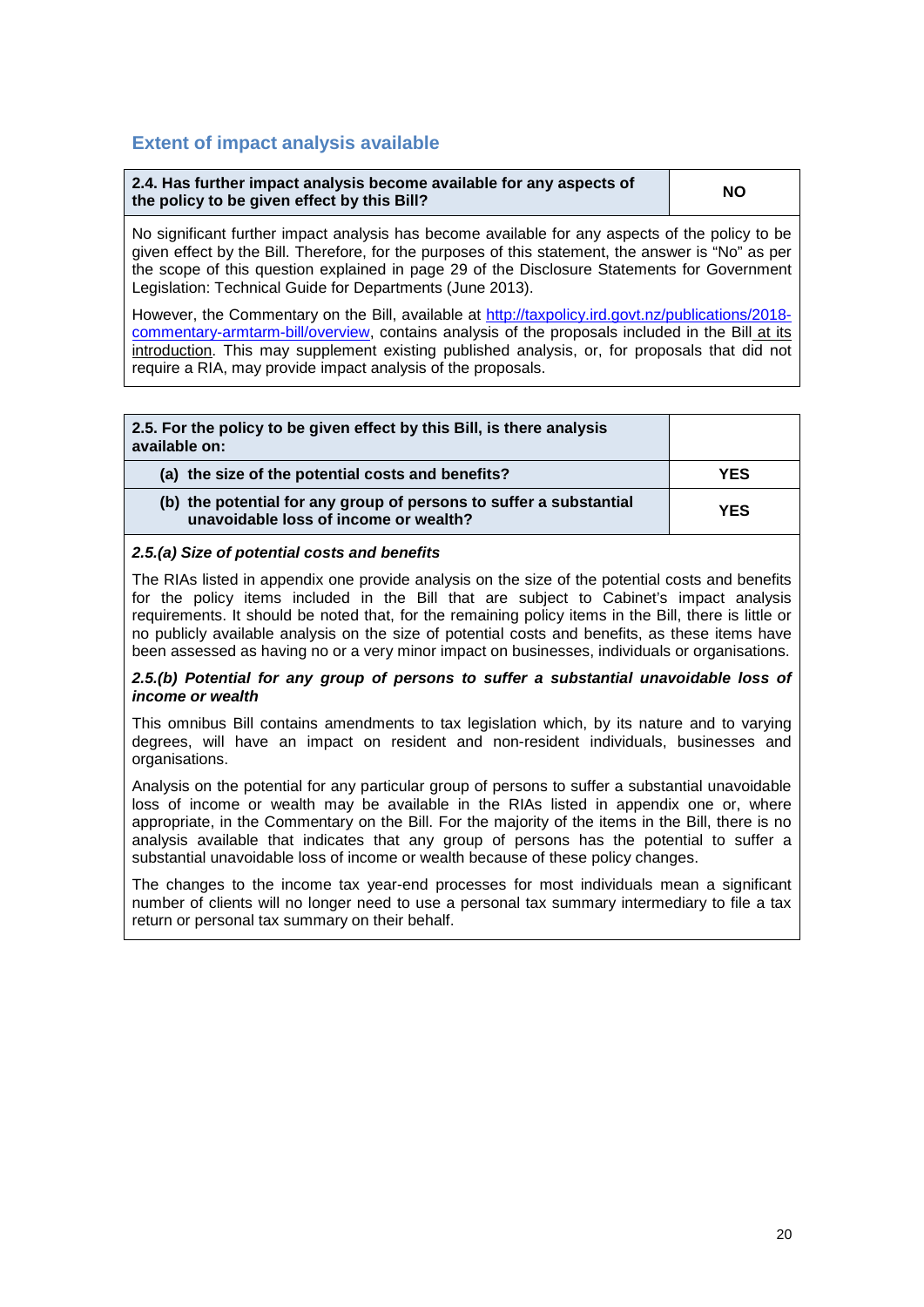## Extent of impact analysis available

| 2.4. Has further impact analysis become available for any aspects of the policy to be given effect by this Bill? | NO |
| --- | --- |

No significant further impact analysis has become available for any aspects of the policy to be given effect by the Bill. Therefore, for the purposes of this statement, the answer is "No" as per the scope of this question explained in page 29 of the Disclosure Statements for Government Legislation: Technical Guide for Departments (June 2013).

However, the Commentary on the Bill, available at [http://taxpolicy.ird.govt.nz/publications/2018-commentary-armtarm-bill/overview](http://taxpolicy.ird.govt.nz/publications/2018-commentary-armtarm-bill/overview), contains analysis of the proposals included in the Bill at its introduction. This may supplement existing published analysis, or, for proposals that did not require a RIA, may provide impact analysis of the proposals.

| 2.5. For the policy to be given effect by this Bill, is there analysis available on: | |
| --- | --- |
| (a) the size of the potential costs and benefits? | YES |
| (b) the potential for any group of persons to suffer a substantial unavoidable loss of income or wealth? | YES |

***2.5.(a) Size of potential costs and benefits***

The RIAs listed in appendix one provide analysis on the size of the potential costs and benefits for the policy items included in the Bill that are subject to Cabinet's impact analysis requirements. It should be noted that, for the remaining policy items in the Bill, there is little or no publicly available analysis on the size of potential costs and benefits, as these items have been assessed as having no or a very minor impact on businesses, individuals or organisations.

***2.5.(b) Potential for any group of persons to suffer a substantial unavoidable loss of income or wealth***

This omnibus Bill contains amendments to tax legislation which, by its nature and to varying degrees, will have an impact on resident and non-resident individuals, businesses and organisations.

Analysis on the potential for any particular group of persons to suffer a substantial unavoidable loss of income or wealth may be available in the RIAs listed in appendix one or, where appropriate, in the Commentary on the Bill. For the majority of the items in the Bill, there is no analysis available that indicates that any group of persons has the potential to suffer a substantial unavoidable loss of income or wealth because of these policy changes.

The changes to the income tax year-end processes for most individuals mean a significant number of clients will no longer need to use a personal tax summary intermediary to file a tax return or personal tax summary on their behalf.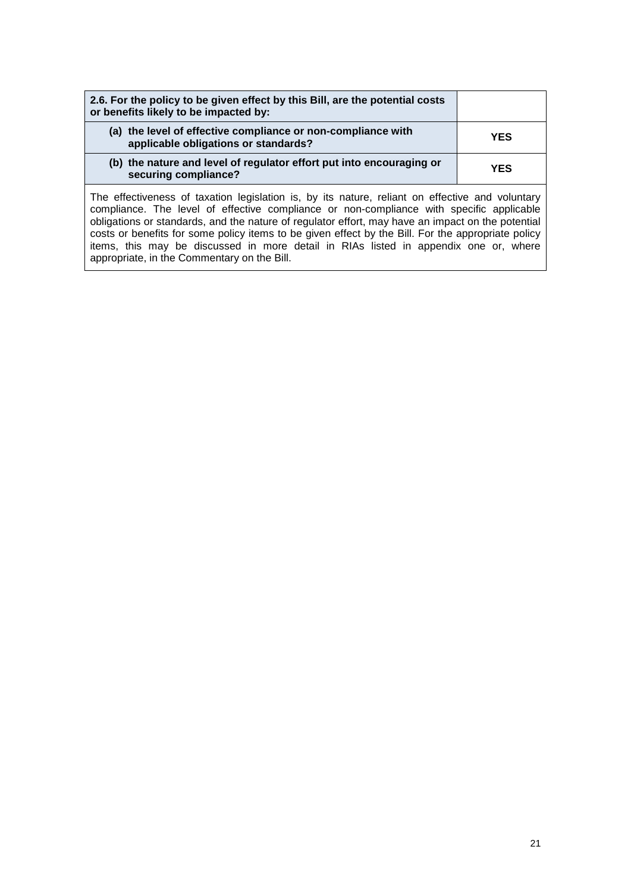| **2.6. For the policy to be given effect by this Bill, are the potential costs or benefits likely to be impacted by:** | |
|---|---|
| **(a) the level of effective compliance or non-compliance with applicable obligations or standards?** | **YES** |
| **(b) the nature and level of regulator effort put into encouraging or securing compliance?** | **YES** |

The effectiveness of taxation legislation is, by its nature, reliant on effective and voluntary compliance. The level of effective compliance or non-compliance with specific applicable obligations or standards, and the nature of regulator effort, may have an impact on the potential costs or benefits for some policy items to be given effect by the Bill. For the appropriate policy items, this may be discussed in more detail in RIAs listed in appendix one or, where appropriate, in the Commentary on the Bill.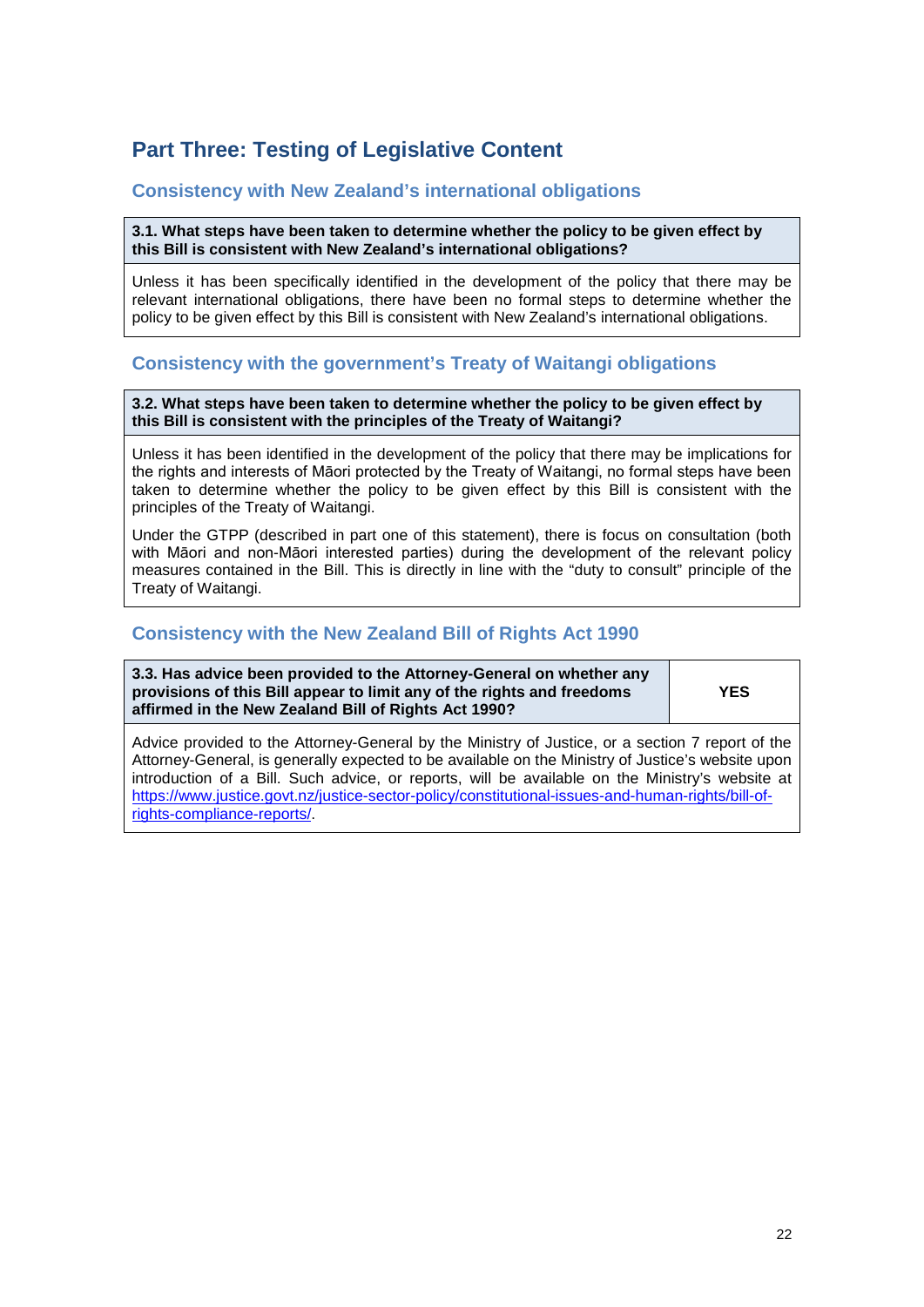## Part Three: Testing of Legislative Content

### Consistency with New Zealand's international obligations

| **3.1. What steps have been taken to determine whether the policy to be given effect by this Bill is consistent with New Zealand's international obligations?** |
|---|
| Unless it has been specifically identified in the development of the policy that there may be relevant international obligations, there have been no formal steps to determine whether the policy to be given effect by this Bill is consistent with New Zealand's international obligations. |

### Consistency with the government's Treaty of Waitangi obligations

| **3.2. What steps have been taken to determine whether the policy to be given effect by this Bill is consistent with the principles of the Treaty of Waitangi?** |
|---|
| Unless it has been identified in the development of the policy that there may be implications for the rights and interests of Māori protected by the Treaty of Waitangi, no formal steps have been taken to determine whether the policy to be given effect by this Bill is consistent with the principles of the Treaty of Waitangi.<br><br>Under the GTPP (described in part one of this statement), there is focus on consultation (both with Māori and non-Māori interested parties) during the development of the relevant policy measures contained in the Bill. This is directly in line with the "duty to consult" principle of the Treaty of Waitangi. |

### Consistency with the New Zealand Bill of Rights Act 1990

| **3.3. Has advice been provided to the Attorney-General on whether any provisions of this Bill appear to limit any of the rights and freedoms affirmed in the New Zealand Bill of Rights Act 1990?** | **YES** |
|---|---|
| Advice provided to the Attorney-General by the Ministry of Justice, or a section 7 report of the Attorney-General, is generally expected to be available on the Ministry of Justice's website upon introduction of a Bill. Such advice, or reports, will be available on the Ministry's website at https://www.justice.govt.nz/justice-sector-policy/constitutional-issues-and-human-rights/bill-of-rights-compliance-reports/. | |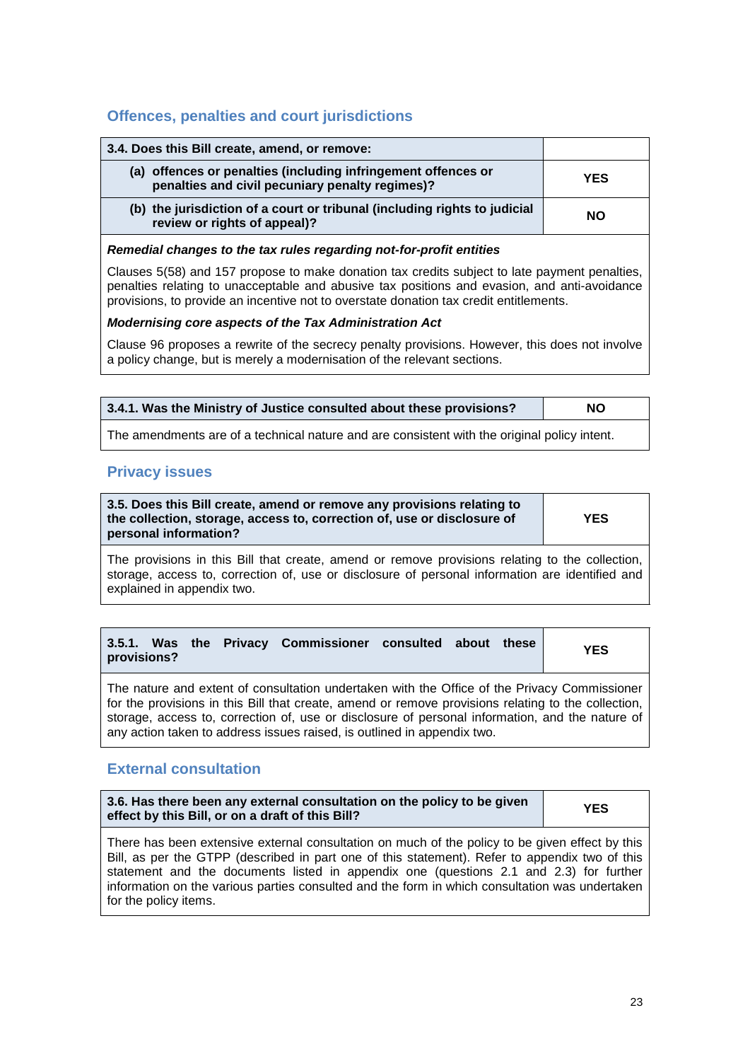## Offences, penalties and court jurisdictions

| 3.4. Does this Bill create, amend, or remove: | |
|---|---|
| (a) offences or penalties (including infringement offences or penalties and civil pecuniary penalty regimes)? | **YES** |
| (b) the jurisdiction of a court or tribunal (including rights to judicial review or rights of appeal)? | **NO** |

***Remedial changes to the tax rules regarding not-for-profit entities***

Clauses 5(58) and 157 propose to make donation tax credits subject to late payment penalties, penalties relating to unacceptable and abusive tax positions and evasion, and anti-avoidance provisions, to provide an incentive not to overstate donation tax credit entitlements.

***Modernising core aspects of the Tax Administration Act***

Clause 96 proposes a rewrite of the secrecy penalty provisions. However, this does not involve a policy change, but is merely a modernisation of the relevant sections.

| 3.4.1. Was the Ministry of Justice consulted about these provisions? | **NO** |
|---|---|

The amendments are of a technical nature and are consistent with the original policy intent.

## Privacy issues

| 3.5. Does this Bill create, amend or remove any provisions relating to the collection, storage, access to, correction of, use or disclosure of personal information? | **YES** |
|---|---|

The provisions in this Bill that create, amend or remove provisions relating to the collection, storage, access to, correction of, use or disclosure of personal information are identified and explained in appendix two.

| 3.5.1. Was the Privacy Commissioner consulted about these provisions? | **YES** |
|---|---|

The nature and extent of consultation undertaken with the Office of the Privacy Commissioner for the provisions in this Bill that create, amend or remove provisions relating to the collection, storage, access to, correction of, use or disclosure of personal information, and the nature of any action taken to address issues raised, is outlined in appendix two.

## External consultation

| 3.6. Has there been any external consultation on the policy to be given effect by this Bill, or on a draft of this Bill? | **YES** |
|---|---|

There has been extensive external consultation on much of the policy to be given effect by this Bill, as per the GTPP (described in part one of this statement). Refer to appendix two of this statement and the documents listed in appendix one (questions 2.1 and 2.3) for further information on the various parties consulted and the form in which consultation was undertaken for the policy items.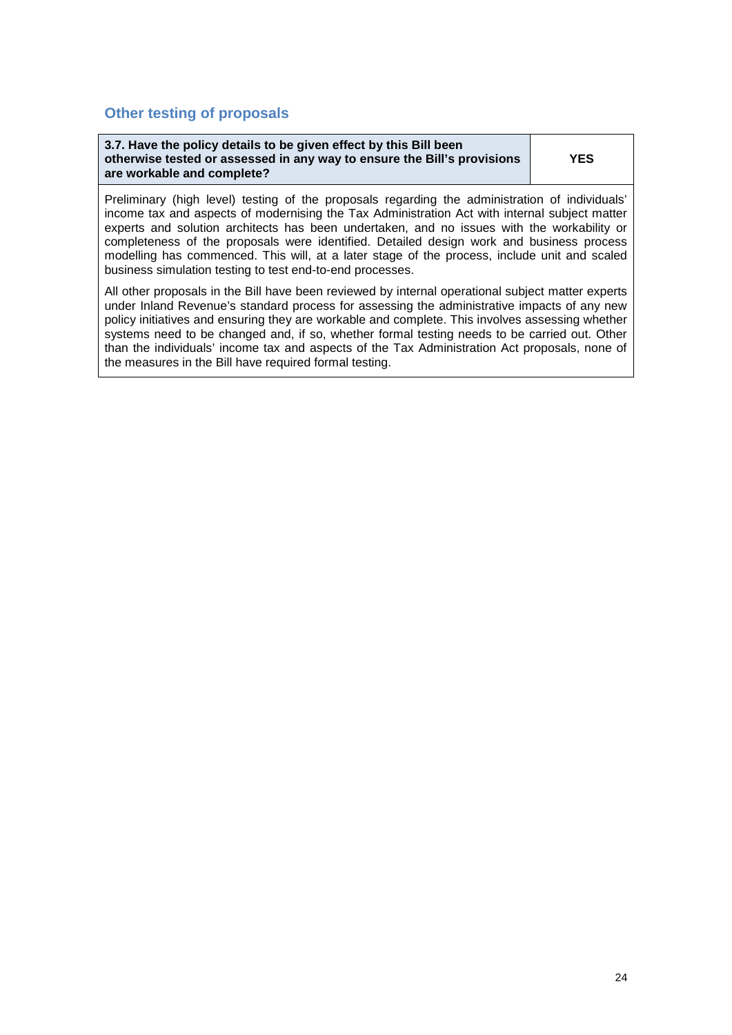## Other testing of proposals

| **3.7. Have the policy details to be given effect by this Bill been otherwise tested or assessed in any way to ensure the Bill's provisions are workable and complete?** | **YES** |
| --- | --- |

Preliminary (high level) testing of the proposals regarding the administration of individuals' income tax and aspects of modernising the Tax Administration Act with internal subject matter experts and solution architects has been undertaken, and no issues with the workability or completeness of the proposals were identified. Detailed design work and business process modelling has commenced. This will, at a later stage of the process, include unit and scaled business simulation testing to test end-to-end processes.

All other proposals in the Bill have been reviewed by internal operational subject matter experts under Inland Revenue's standard process for assessing the administrative impacts of any new policy initiatives and ensuring they are workable and complete. This involves assessing whether systems need to be changed and, if so, whether formal testing needs to be carried out. Other than the individuals' income tax and aspects of the Tax Administration Act proposals, none of the measures in the Bill have required formal testing.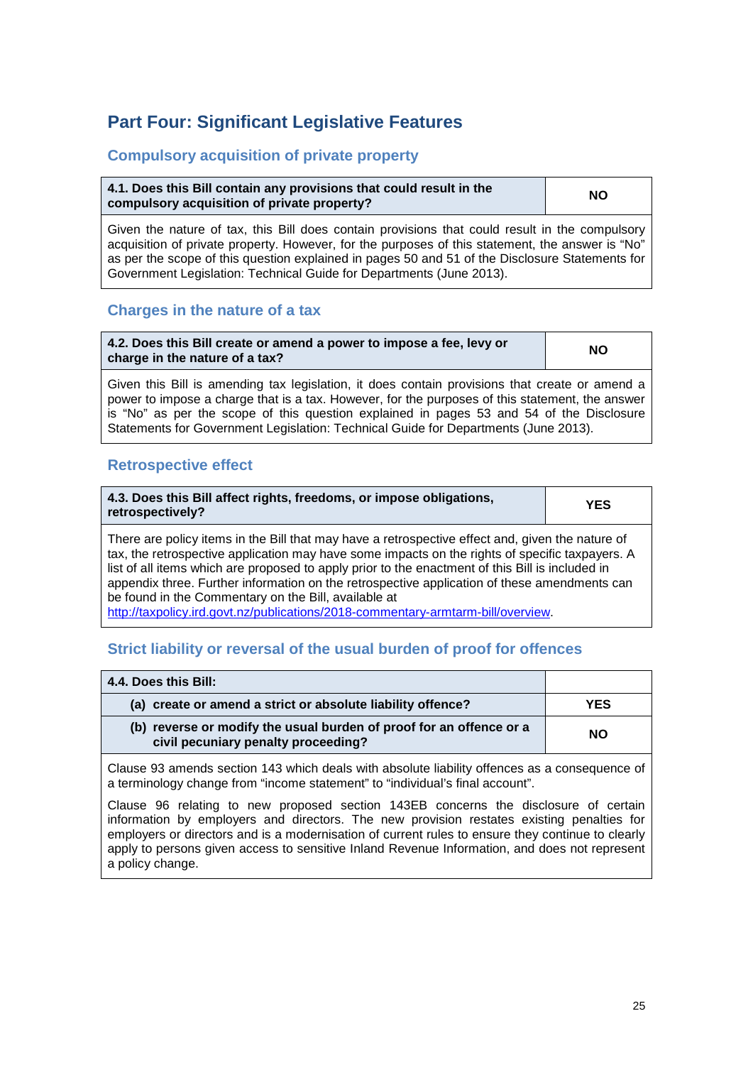## Part Four: Significant Legislative Features

### Compulsory acquisition of private property

| 4.1. Does this Bill contain any provisions that could result in the compulsory acquisition of private property? | NO |
|---|---|
| Given the nature of tax, this Bill does contain provisions that could result in the compulsory acquisition of private property. However, for the purposes of this statement, the answer is "No" as per the scope of this question explained in pages 50 and 51 of the Disclosure Statements for Government Legislation: Technical Guide for Departments (June 2013). | |

### Charges in the nature of a tax

| 4.2. Does this Bill create or amend a power to impose a fee, levy or charge in the nature of a tax? | NO |
|---|---|
| Given this Bill is amending tax legislation, it does contain provisions that create or amend a power to impose a charge that is a tax. However, for the purposes of this statement, the answer is "No" as per the scope of this question explained in pages 53 and 54 of the Disclosure Statements for Government Legislation: Technical Guide for Departments (June 2013). | |

### Retrospective effect

| 4.3. Does this Bill affect rights, freedoms, or impose obligations, retrospectively? | YES |
|---|---|
| There are policy items in the Bill that may have a retrospective effect and, given the nature of tax, the retrospective application may have some impacts on the rights of specific taxpayers. A list of all items which are proposed to apply prior to the enactment of this Bill is included in appendix three. Further information on the retrospective application of these amendments can be found in the Commentary on the Bill, available at http://taxpolicy.ird.govt.nz/publications/2018-commentary-armtarm-bill/overview. | |

### Strict liability or reversal of the usual burden of proof for offences

| 4.4. Does this Bill: | |
|---|---|
| (a) create or amend a strict or absolute liability offence? | YES |
| (b) reverse or modify the usual burden of proof for an offence or a civil pecuniary penalty proceeding? | NO |
| Clause 93 amends section 143 which deals with absolute liability offences as a consequence of a terminology change from "income statement" to "individual's final account".<br><br>Clause 96 relating to new proposed section 143EB concerns the disclosure of certain information by employers and directors. The new provision restates existing penalties for employers or directors and is a modernisation of current rules to ensure they continue to clearly apply to persons given access to sensitive Inland Revenue Information, and does not represent a policy change. | |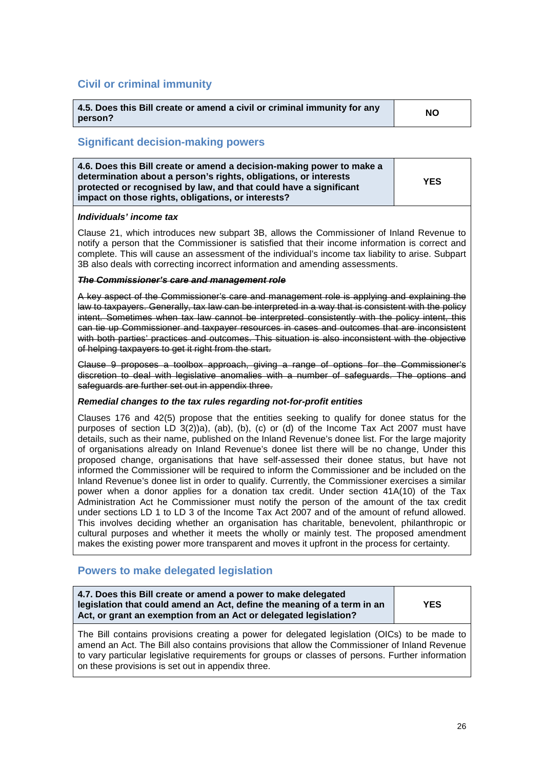## Civil or criminal immunity

| 4.5. Does this Bill create or amend a civil or criminal immunity for any person? | NO |
|---|---|

## Significant decision-making powers

| 4.6. Does this Bill create or amend a decision-making power to make a determination about a person's rights, obligations, or interests protected or recognised by law, and that could have a significant impact on those rights, obligations, or interests? | YES |
|---|---|

***Individuals' income tax***

Clause 21, which introduces new subpart 3B, allows the Commissioner of Inland Revenue to notify a person that the Commissioner is satisfied that their income information is correct and complete. This will cause an assessment of the individual's income tax liability to arise. Subpart 3B also deals with correcting incorrect information and amending assessments.

~~***The Commissioner's care and management role***~~

~~A key aspect of the Commissioner's care and management role is applying and explaining the law to taxpayers. Generally, tax law can be interpreted in a way that is consistent with the policy intent. Sometimes when tax law cannot be interpreted consistently with the policy intent, this can tie up Commissioner and taxpayer resources in cases and outcomes that are inconsistent with both parties' practices and outcomes. This situation is also inconsistent with the objective of helping taxpayers to get it right from the start.~~

~~Clause 9 proposes a toolbox approach, giving a range of options for the Commissioner's discretion to deal with legislative anomalies with a number of safeguards. The options and safeguards are further set out in appendix three.~~

***Remedial changes to the tax rules regarding not-for-profit entities***

Clauses 176 and 42(5) propose that the entities seeking to qualify for donee status for the purposes of section LD 3(2))a), (ab), (b), (c) or (d) of the Income Tax Act 2007 must have details, such as their name, published on the Inland Revenue's donee list. For the large majority of organisations already on Inland Revenue's donee list there will be no change, Under this proposed change, organisations that have self-assessed their donee status, but have not informed the Commissioner will be required to inform the Commissioner and be included on the Inland Revenue's donee list in order to qualify. Currently, the Commissioner exercises a similar power when a donor applies for a donation tax credit. Under section 41A(10) of the Tax Administration Act he Commissioner must notify the person of the amount of the tax credit under sections LD 1 to LD 3 of the Income Tax Act 2007 and of the amount of refund allowed. This involves deciding whether an organisation has charitable, benevolent, philanthropic or cultural purposes and whether it meets the wholly or mainly test. The proposed amendment makes the existing power more transparent and moves it upfront in the process for certainty.

## Powers to make delegated legislation

| 4.7. Does this Bill create or amend a power to make delegated legislation that could amend an Act, define the meaning of a term in an Act, or grant an exemption from an Act or delegated legislation? | YES |
|---|---|

The Bill contains provisions creating a power for delegated legislation (OICs) to be made to amend an Act. The Bill also contains provisions that allow the Commissioner of Inland Revenue to vary particular legislative requirements for groups or classes of persons. Further information on these provisions is set out in appendix three.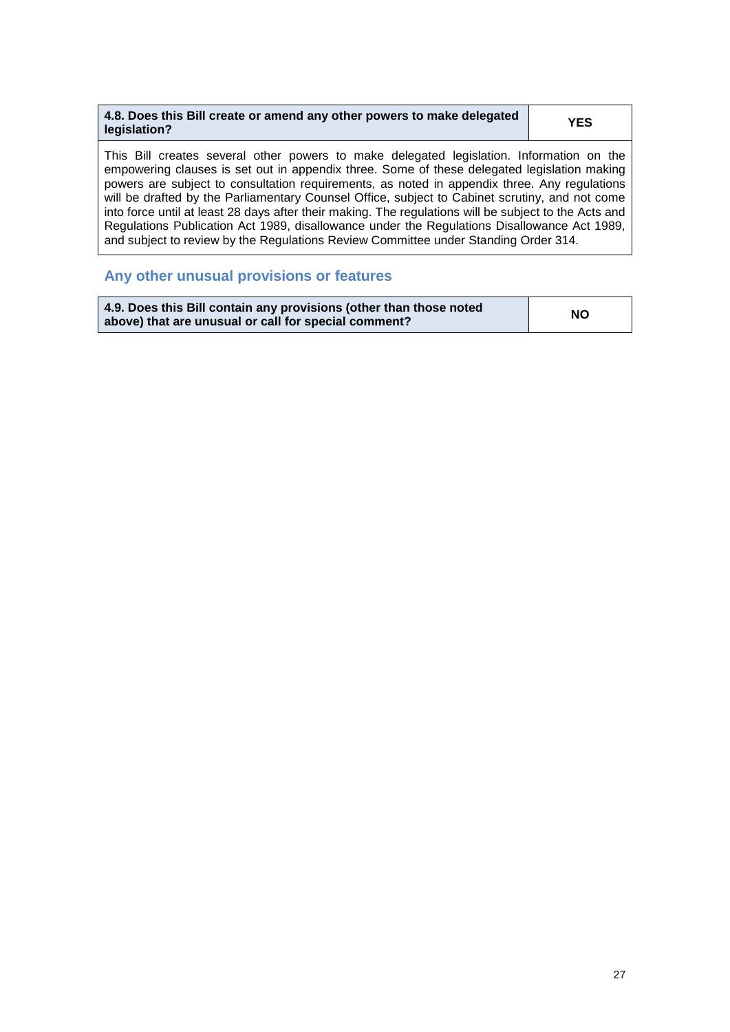| 4.8. Does this Bill create or amend any other powers to make delegated legislation? | YES |
|---|---|

This Bill creates several other powers to make delegated legislation. Information on the empowering clauses is set out in appendix three. Some of these delegated legislation making powers are subject to consultation requirements, as noted in appendix three. Any regulations will be drafted by the Parliamentary Counsel Office, subject to Cabinet scrutiny, and not come into force until at least 28 days after their making. The regulations will be subject to the Acts and Regulations Publication Act 1989, disallowance under the Regulations Disallowance Act 1989, and subject to review by the Regulations Review Committee under Standing Order 314.

## Any other unusual provisions or features

| 4.9. Does this Bill contain any provisions (other than those noted above) that are unusual or call for special comment? | NO |
|---|---|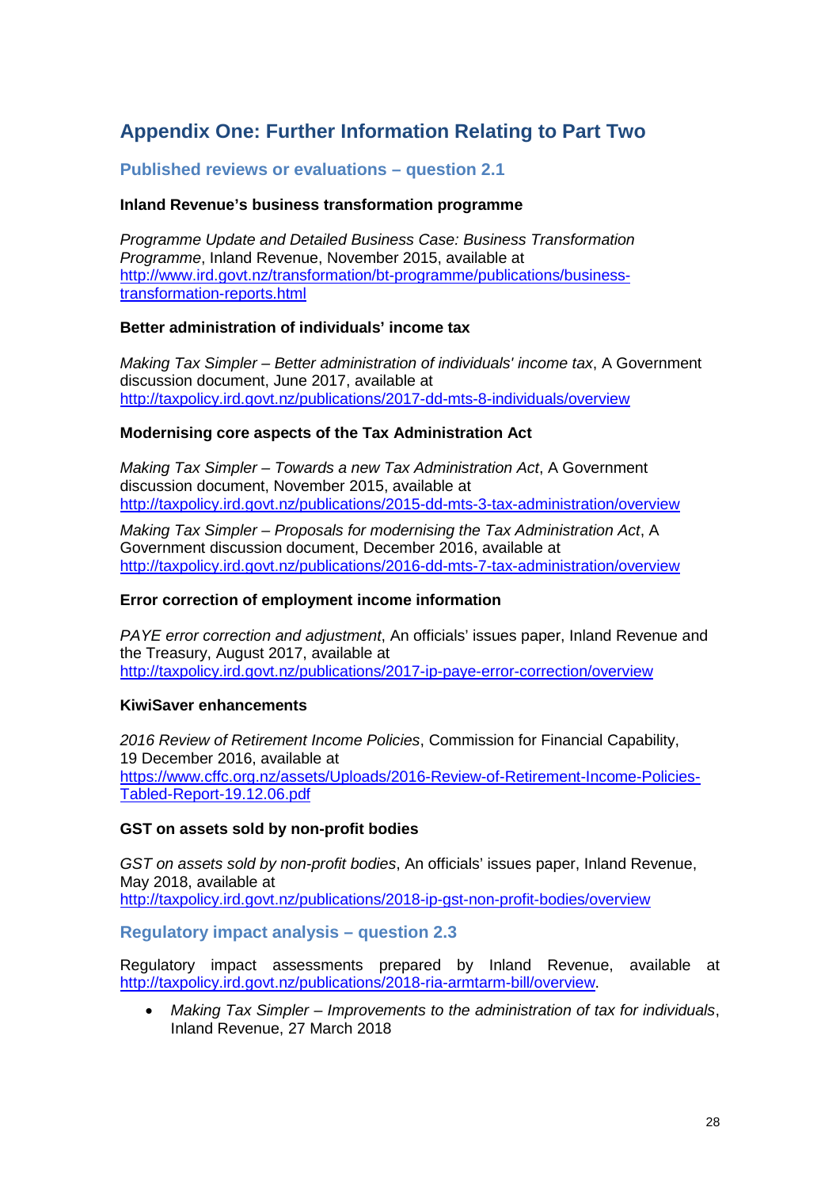# Appendix One: Further Information Relating to Part Two

## Published reviews or evaluations – question 2.1

**Inland Revenue's business transformation programme**

*Programme Update and Detailed Business Case: Business Transformation Programme*, Inland Revenue, November 2015, available at http://www.ird.govt.nz/transformation/bt-programme/publications/business-transformation-reports.html

**Better administration of individuals' income tax**

*Making Tax Simpler – Better administration of individuals' income tax*, A Government discussion document, June 2017, available at http://taxpolicy.ird.govt.nz/publications/2017-dd-mts-8-individuals/overview

**Modernising core aspects of the Tax Administration Act**

*Making Tax Simpler – Towards a new Tax Administration Act*, A Government discussion document, November 2015, available at http://taxpolicy.ird.govt.nz/publications/2015-dd-mts-3-tax-administration/overview

*Making Tax Simpler – Proposals for modernising the Tax Administration Act*, A Government discussion document, December 2016, available at http://taxpolicy.ird.govt.nz/publications/2016-dd-mts-7-tax-administration/overview

**Error correction of employment income information**

*PAYE error correction and adjustment*, An officials' issues paper, Inland Revenue and the Treasury, August 2017, available at http://taxpolicy.ird.govt.nz/publications/2017-ip-paye-error-correction/overview

**KiwiSaver enhancements**

*2016 Review of Retirement Income Policies*, Commission for Financial Capability, 19 December 2016, available at https://www.cffc.org.nz/assets/Uploads/2016-Review-of-Retirement-Income-Policies-Tabled-Report-19.12.06.pdf

**GST on assets sold by non-profit bodies**

*GST on assets sold by non-profit bodies*, An officials' issues paper, Inland Revenue, May 2018, available at http://taxpolicy.ird.govt.nz/publications/2018-ip-gst-non-profit-bodies/overview

## Regulatory impact analysis – question 2.3

Regulatory impact assessments prepared by Inland Revenue, available at http://taxpolicy.ird.govt.nz/publications/2018-ria-armtarm-bill/overview.

- *Making Tax Simpler – Improvements to the administration of tax for individuals*, Inland Revenue, 27 March 2018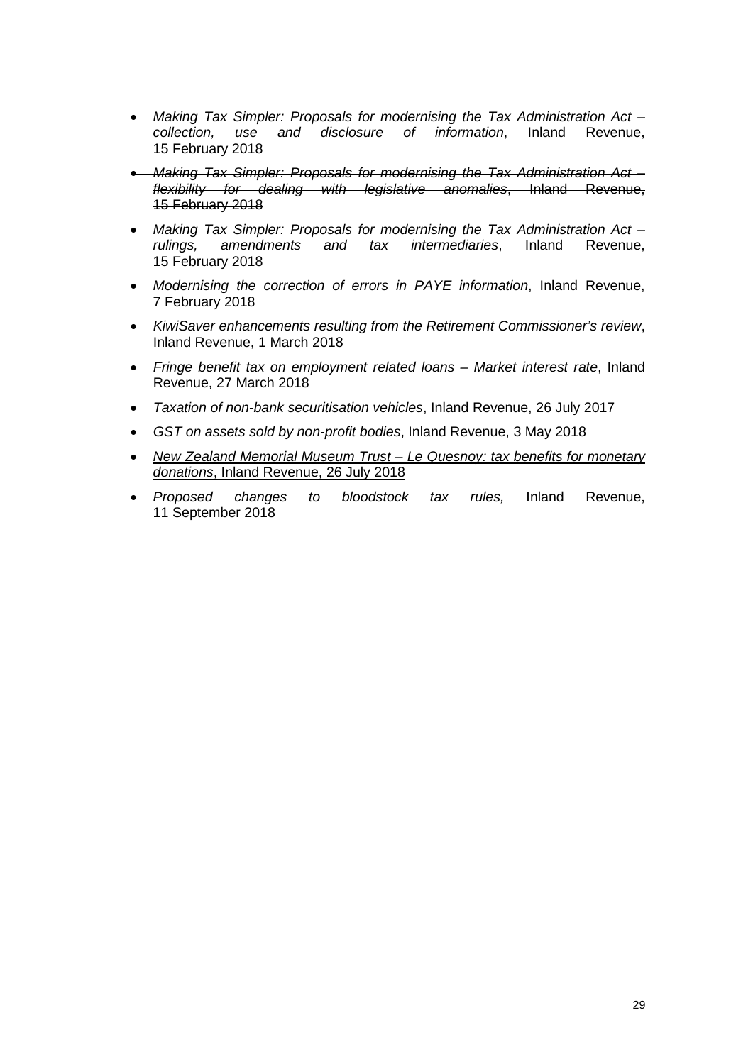- *Making Tax Simpler: Proposals for modernising the Tax Administration Act – collection, use and disclosure of information*, Inland Revenue, 15 February 2018
- ~~*Making Tax Simpler: Proposals for modernising the Tax Administration Act – flexibility for dealing with legislative anomalies*, Inland Revenue, 15 February 2018~~
- *Making Tax Simpler: Proposals for modernising the Tax Administration Act – rulings, amendments and tax intermediaries*, Inland Revenue, 15 February 2018
- *Modernising the correction of errors in PAYE information*, Inland Revenue, 7 February 2018
- *KiwiSaver enhancements resulting from the Retirement Commissioner's review*, Inland Revenue, 1 March 2018
- *Fringe benefit tax on employment related loans – Market interest rate*, Inland Revenue, 27 March 2018
- *Taxation of non-bank securitisation vehicles*, Inland Revenue, 26 July 2017
- *GST on assets sold by non-profit bodies*, Inland Revenue, 3 May 2018
- <u>*New Zealand Memorial Museum Trust – Le Quesnoy: tax benefits for monetary donations*, Inland Revenue, 26 July 2018</u>
- *Proposed changes to bloodstock tax rules,* Inland Revenue, 11 September 2018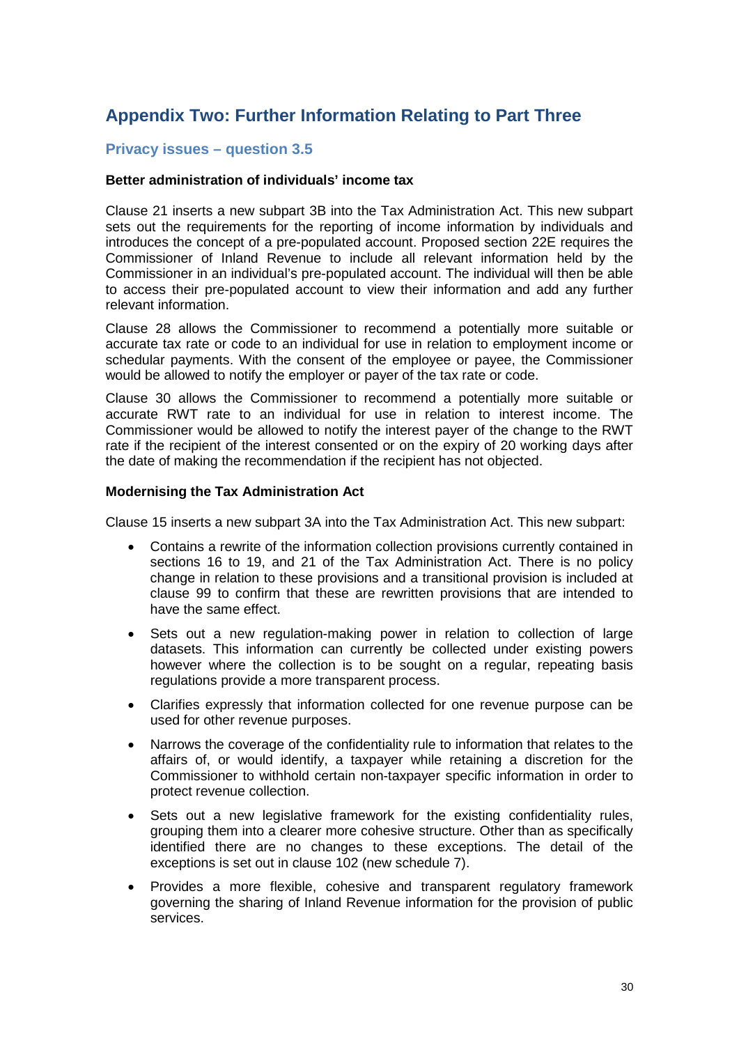## Appendix Two: Further Information Relating to Part Three

### Privacy issues – question 3.5

**Better administration of individuals' income tax**

Clause 21 inserts a new subpart 3B into the Tax Administration Act. This new subpart sets out the requirements for the reporting of income information by individuals and introduces the concept of a pre-populated account. Proposed section 22E requires the Commissioner of Inland Revenue to include all relevant information held by the Commissioner in an individual's pre-populated account. The individual will then be able to access their pre-populated account to view their information and add any further relevant information.

Clause 28 allows the Commissioner to recommend a potentially more suitable or accurate tax rate or code to an individual for use in relation to employment income or schedular payments. With the consent of the employee or payee, the Commissioner would be allowed to notify the employer or payer of the tax rate or code.

Clause 30 allows the Commissioner to recommend a potentially more suitable or accurate RWT rate to an individual for use in relation to interest income. The Commissioner would be allowed to notify the interest payer of the change to the RWT rate if the recipient of the interest consented or on the expiry of 20 working days after the date of making the recommendation if the recipient has not objected.

**Modernising the Tax Administration Act**

Clause 15 inserts a new subpart 3A into the Tax Administration Act. This new subpart:

- Contains a rewrite of the information collection provisions currently contained in sections 16 to 19, and 21 of the Tax Administration Act. There is no policy change in relation to these provisions and a transitional provision is included at clause 99 to confirm that these are rewritten provisions that are intended to have the same effect.
- Sets out a new regulation-making power in relation to collection of large datasets. This information can currently be collected under existing powers however where the collection is to be sought on a regular, repeating basis regulations provide a more transparent process.
- Clarifies expressly that information collected for one revenue purpose can be used for other revenue purposes.
- Narrows the coverage of the confidentiality rule to information that relates to the affairs of, or would identify, a taxpayer while retaining a discretion for the Commissioner to withhold certain non-taxpayer specific information in order to protect revenue collection.
- Sets out a new legislative framework for the existing confidentiality rules, grouping them into a clearer more cohesive structure. Other than as specifically identified there are no changes to these exceptions. The detail of the exceptions is set out in clause 102 (new schedule 7).
- Provides a more flexible, cohesive and transparent regulatory framework governing the sharing of Inland Revenue information for the provision of public services.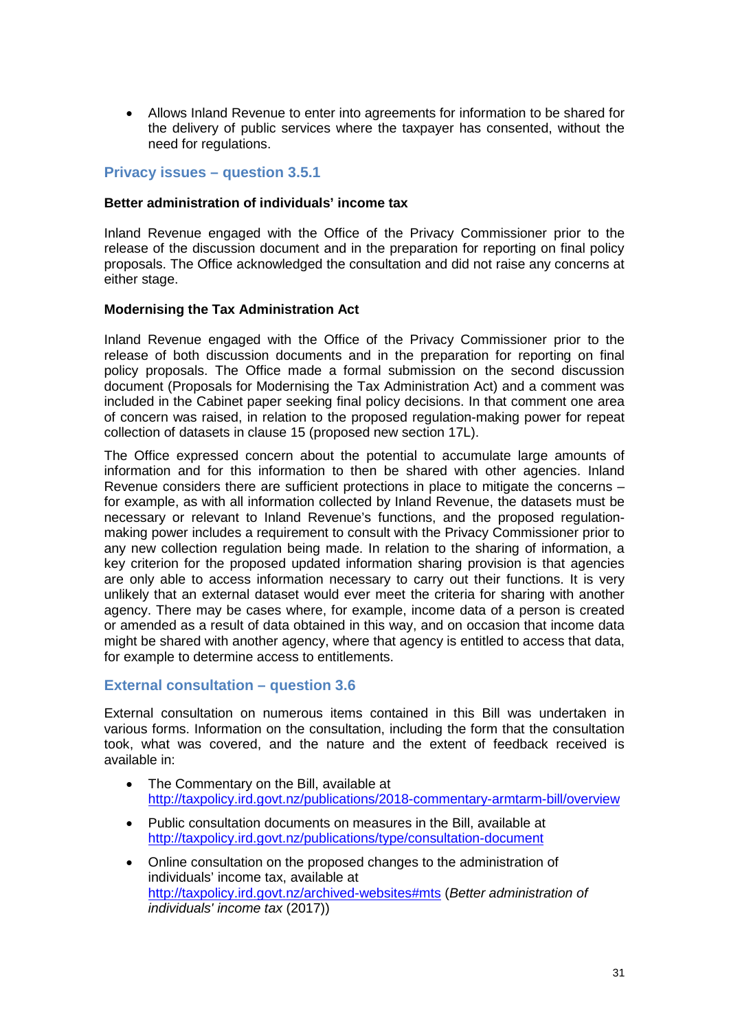- Allows Inland Revenue to enter into agreements for information to be shared for the delivery of public services where the taxpayer has consented, without the need for regulations.

## Privacy issues – question 3.5.1

**Better administration of individuals' income tax**

Inland Revenue engaged with the Office of the Privacy Commissioner prior to the release of the discussion document and in the preparation for reporting on final policy proposals. The Office acknowledged the consultation and did not raise any concerns at either stage.

**Modernising the Tax Administration Act**

Inland Revenue engaged with the Office of the Privacy Commissioner prior to the release of both discussion documents and in the preparation for reporting on final policy proposals. The Office made a formal submission on the second discussion document (Proposals for Modernising the Tax Administration Act) and a comment was included in the Cabinet paper seeking final policy decisions. In that comment one area of concern was raised, in relation to the proposed regulation-making power for repeat collection of datasets in clause 15 (proposed new section 17L).

The Office expressed concern about the potential to accumulate large amounts of information and for this information to then be shared with other agencies. Inland Revenue considers there are sufficient protections in place to mitigate the concerns – for example, as with all information collected by Inland Revenue, the datasets must be necessary or relevant to Inland Revenue's functions, and the proposed regulation-making power includes a requirement to consult with the Privacy Commissioner prior to any new collection regulation being made. In relation to the sharing of information, a key criterion for the proposed updated information sharing provision is that agencies are only able to access information necessary to carry out their functions. It is very unlikely that an external dataset would ever meet the criteria for sharing with another agency. There may be cases where, for example, income data of a person is created or amended as a result of data obtained in this way, and on occasion that income data might be shared with another agency, where that agency is entitled to access that data, for example to determine access to entitlements.

## External consultation – question 3.6

External consultation on numerous items contained in this Bill was undertaken in various forms. Information on the consultation, including the form that the consultation took, what was covered, and the nature and the extent of feedback received is available in:

- The Commentary on the Bill, available at http://taxpolicy.ird.govt.nz/publications/2018-commentary-armtarm-bill/overview
- Public consultation documents on measures in the Bill, available at http://taxpolicy.ird.govt.nz/publications/type/consultation-document
- Online consultation on the proposed changes to the administration of individuals' income tax, available at http://taxpolicy.ird.govt.nz/archived-websites#mts (*Better administration of individuals' income tax* (2017))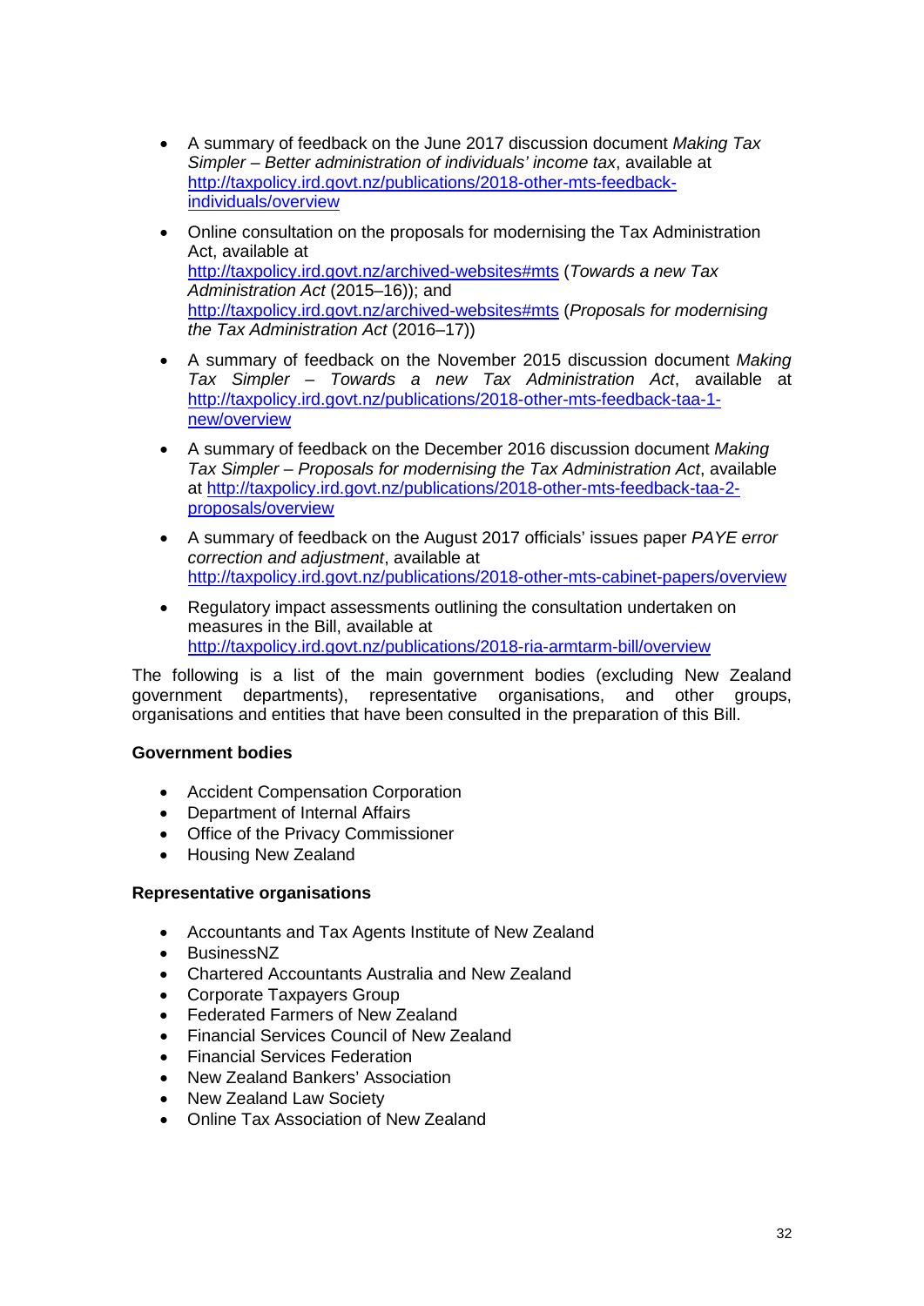- A summary of feedback on the June 2017 discussion document *Making Tax Simpler – Better administration of individuals' income tax*, available at [http://taxpolicy.ird.govt.nz/publications/2018-other-mts-feedback-individuals/overview](http://taxpolicy.ird.govt.nz/publications/2018-other-mts-feedback-individuals/overview)
- Online consultation on the proposals for modernising the Tax Administration Act, available at [http://taxpolicy.ird.govt.nz/archived-websites#mts](http://taxpolicy.ird.govt.nz/archived-websites#mts) (*Towards a new Tax Administration Act* (2015–16)); and [http://taxpolicy.ird.govt.nz/archived-websites#mts](http://taxpolicy.ird.govt.nz/archived-websites#mts) (*Proposals for modernising the Tax Administration Act* (2016–17))
- A summary of feedback on the November 2015 discussion document *Making Tax Simpler – Towards a new Tax Administration Act*, available at [http://taxpolicy.ird.govt.nz/publications/2018-other-mts-feedback-taa-1-new/overview](http://taxpolicy.ird.govt.nz/publications/2018-other-mts-feedback-taa-1-new/overview)
- A summary of feedback on the December 2016 discussion document *Making Tax Simpler – Proposals for modernising the Tax Administration Act*, available at [http://taxpolicy.ird.govt.nz/publications/2018-other-mts-feedback-taa-2-proposals/overview](http://taxpolicy.ird.govt.nz/publications/2018-other-mts-feedback-taa-2-proposals/overview)
- A summary of feedback on the August 2017 officials' issues paper *PAYE error correction and adjustment*, available at [http://taxpolicy.ird.govt.nz/publications/2018-other-mts-cabinet-papers/overview](http://taxpolicy.ird.govt.nz/publications/2018-other-mts-cabinet-papers/overview)
- Regulatory impact assessments outlining the consultation undertaken on measures in the Bill, available at [http://taxpolicy.ird.govt.nz/publications/2018-ria-armtarm-bill/overview](http://taxpolicy.ird.govt.nz/publications/2018-ria-armtarm-bill/overview)

The following is a list of the main government bodies (excluding New Zealand government departments), representative organisations, and other groups, organisations and entities that have been consulted in the preparation of this Bill.

**Government bodies**

- Accident Compensation Corporation
- Department of Internal Affairs
- Office of the Privacy Commissioner
- Housing New Zealand

**Representative organisations**

- Accountants and Tax Agents Institute of New Zealand
- BusinessNZ
- Chartered Accountants Australia and New Zealand
- Corporate Taxpayers Group
- Federated Farmers of New Zealand
- Financial Services Council of New Zealand
- Financial Services Federation
- New Zealand Bankers' Association
- New Zealand Law Society
- Online Tax Association of New Zealand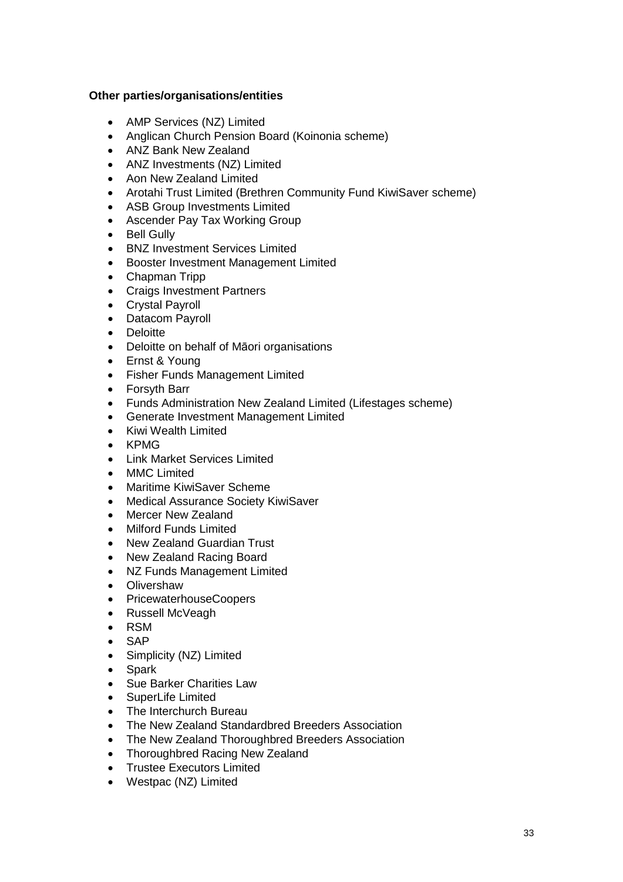**Other parties/organisations/entities**

- AMP Services (NZ) Limited
- Anglican Church Pension Board (Koinonia scheme)
- ANZ Bank New Zealand
- ANZ Investments (NZ) Limited
- Aon New Zealand Limited
- Arotahi Trust Limited (Brethren Community Fund KiwiSaver scheme)
- ASB Group Investments Limited
- Ascender Pay Tax Working Group
- Bell Gully
- BNZ Investment Services Limited
- Booster Investment Management Limited
- Chapman Tripp
- Craigs Investment Partners
- Crystal Payroll
- Datacom Payroll
- Deloitte
- Deloitte on behalf of Māori organisations
- Ernst & Young
- Fisher Funds Management Limited
- Forsyth Barr
- Funds Administration New Zealand Limited (Lifestages scheme)
- Generate Investment Management Limited
- Kiwi Wealth Limited
- KPMG
- Link Market Services Limited
- MMC Limited
- Maritime KiwiSaver Scheme
- Medical Assurance Society KiwiSaver
- Mercer New Zealand
- Milford Funds Limited
- New Zealand Guardian Trust
- New Zealand Racing Board
- NZ Funds Management Limited
- Olivershaw
- PricewaterhouseCoopers
- Russell McVeagh
- RSM
- SAP
- Simplicity (NZ) Limited
- Spark
- Sue Barker Charities Law
- SuperLife Limited
- The Interchurch Bureau
- The New Zealand Standardbred Breeders Association
- The New Zealand Thoroughbred Breeders Association
- Thoroughbred Racing New Zealand
- Trustee Executors Limited
- Westpac (NZ) Limited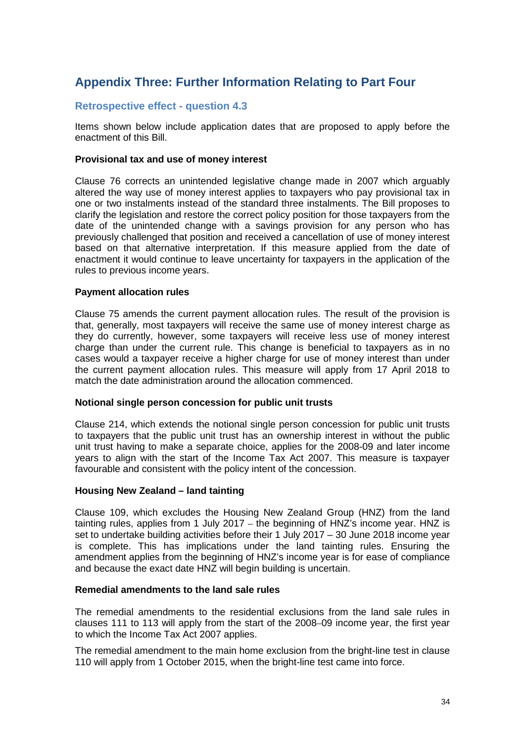## Appendix Three: Further Information Relating to Part Four

### Retrospective effect - question 4.3

Items shown below include application dates that are proposed to apply before the enactment of this Bill.

**Provisional tax and use of money interest**

Clause 76 corrects an unintended legislative change made in 2007 which arguably altered the way use of money interest applies to taxpayers who pay provisional tax in one or two instalments instead of the standard three instalments. The Bill proposes to clarify the legislation and restore the correct policy position for those taxpayers from the date of the unintended change with a savings provision for any person who has previously challenged that position and received a cancellation of use of money interest based on that alternative interpretation. If this measure applied from the date of enactment it would continue to leave uncertainty for taxpayers in the application of the rules to previous income years.

**Payment allocation rules**

Clause 75 amends the current payment allocation rules. The result of the provision is that, generally, most taxpayers will receive the same use of money interest charge as they do currently, however, some taxpayers will receive less use of money interest charge than under the current rule. This change is beneficial to taxpayers as in no cases would a taxpayer receive a higher charge for use of money interest than under the current payment allocation rules. This measure will apply from 17 April 2018 to match the date administration around the allocation commenced.

**Notional single person concession for public unit trusts**

Clause 214, which extends the notional single person concession for public unit trusts to taxpayers that the public unit trust has an ownership interest in without the public unit trust having to make a separate choice, applies for the 2008-09 and later income years to align with the start of the Income Tax Act 2007. This measure is taxpayer favourable and consistent with the policy intent of the concession.

**Housing New Zealand – land tainting**

Clause 109, which excludes the Housing New Zealand Group (HNZ) from the land tainting rules, applies from 1 July 2017 – the beginning of HNZ's income year. HNZ is set to undertake building activities before their 1 July 2017 – 30 June 2018 income year is complete. This has implications under the land tainting rules. Ensuring the amendment applies from the beginning of HNZ's income year is for ease of compliance and because the exact date HNZ will begin building is uncertain.

**Remedial amendments to the land sale rules**

The remedial amendments to the residential exclusions from the land sale rules in clauses 111 to 113 will apply from the start of the 2008–09 income year, the first year to which the Income Tax Act 2007 applies.

The remedial amendment to the main home exclusion from the bright-line test in clause 110 will apply from 1 October 2015, when the bright-line test came into force.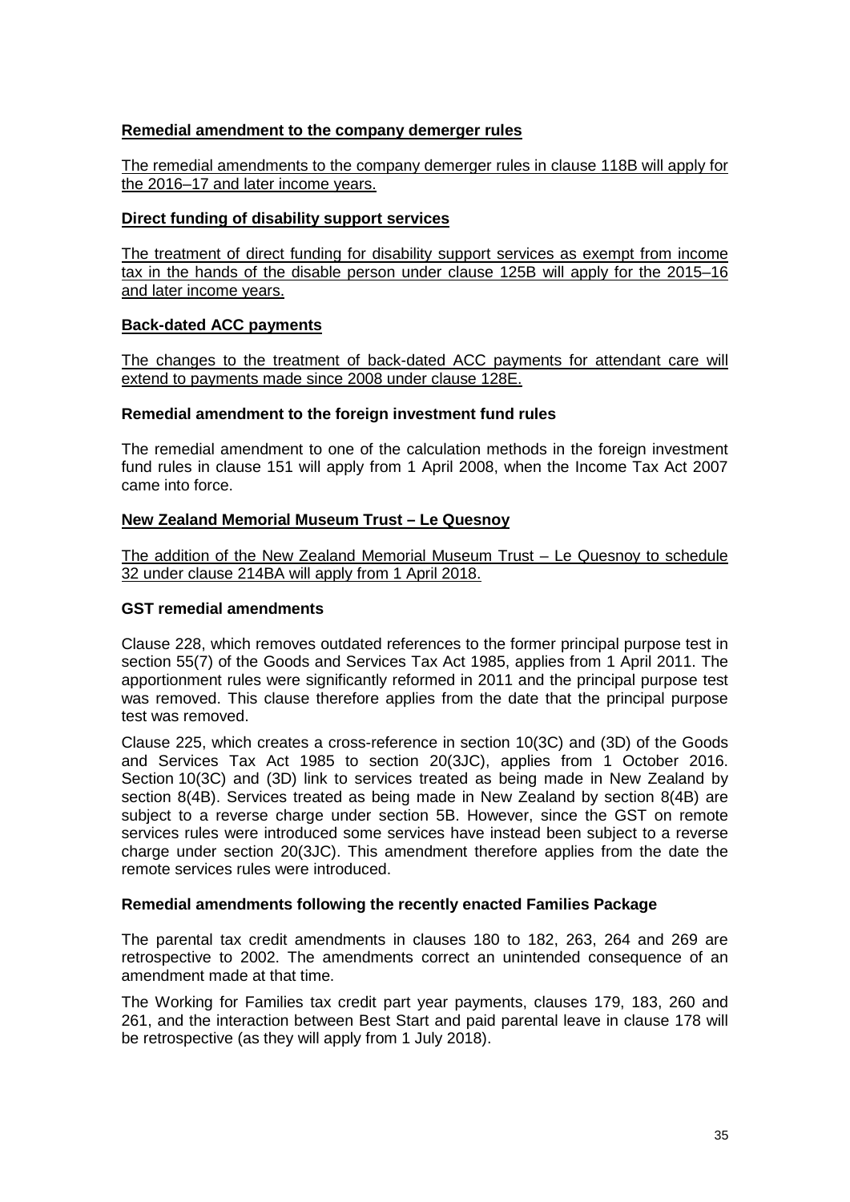**Remedial amendment to the company demerger rules**

The remedial amendments to the company demerger rules in clause 118B will apply for the 2016–17 and later income years.

**Direct funding of disability support services**

The treatment of direct funding for disability support services as exempt from income tax in the hands of the disable person under clause 125B will apply for the 2015–16 and later income years.

**Back-dated ACC payments**

The changes to the treatment of back-dated ACC payments for attendant care will extend to payments made since 2008 under clause 128E.

**Remedial amendment to the foreign investment fund rules**

The remedial amendment to one of the calculation methods in the foreign investment fund rules in clause 151 will apply from 1 April 2008, when the Income Tax Act 2007 came into force.

**New Zealand Memorial Museum Trust – Le Quesnoy**

The addition of the New Zealand Memorial Museum Trust – Le Quesnoy to schedule 32 under clause 214BA will apply from 1 April 2018.

**GST remedial amendments**

Clause 228, which removes outdated references to the former principal purpose test in section 55(7) of the Goods and Services Tax Act 1985, applies from 1 April 2011. The apportionment rules were significantly reformed in 2011 and the principal purpose test was removed. This clause therefore applies from the date that the principal purpose test was removed.

Clause 225, which creates a cross-reference in section 10(3C) and (3D) of the Goods and Services Tax Act 1985 to section 20(3JC), applies from 1 October 2016. Section 10(3C) and (3D) link to services treated as being made in New Zealand by section 8(4B). Services treated as being made in New Zealand by section 8(4B) are subject to a reverse charge under section 5B. However, since the GST on remote services rules were introduced some services have instead been subject to a reverse charge under section 20(3JC). This amendment therefore applies from the date the remote services rules were introduced.

**Remedial amendments following the recently enacted Families Package**

The parental tax credit amendments in clauses 180 to 182, 263, 264 and 269 are retrospective to 2002. The amendments correct an unintended consequence of an amendment made at that time.

The Working for Families tax credit part year payments, clauses 179, 183, 260 and 261, and the interaction between Best Start and paid parental leave in clause 178 will be retrospective (as they will apply from 1 July 2018).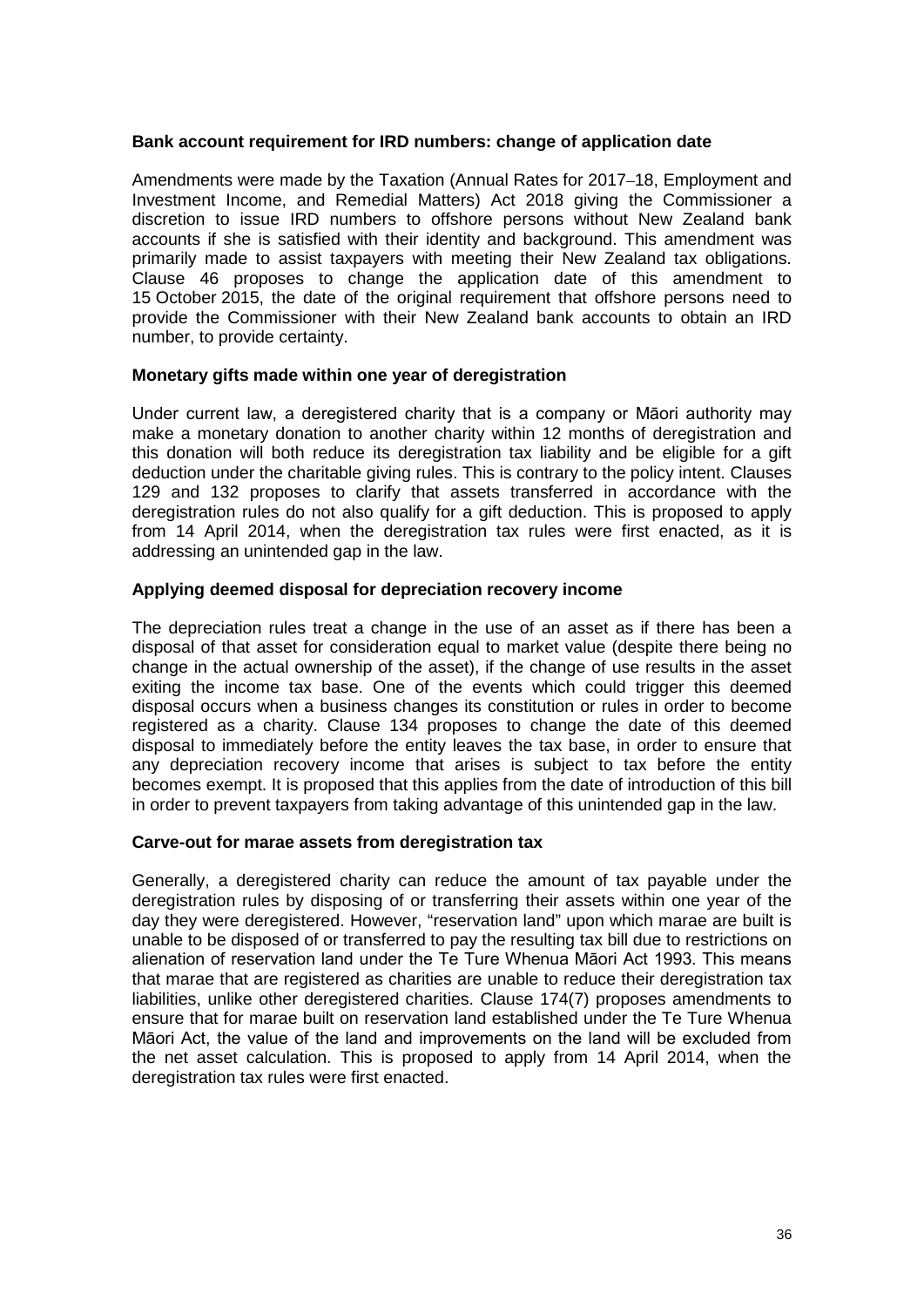### Bank account requirement for IRD numbers: change of application date

Amendments were made by the Taxation (Annual Rates for 2017–18, Employment and Investment Income, and Remedial Matters) Act 2018 giving the Commissioner a discretion to issue IRD numbers to offshore persons without New Zealand bank accounts if she is satisfied with their identity and background. This amendment was primarily made to assist taxpayers with meeting their New Zealand tax obligations. Clause 46 proposes to change the application date of this amendment to 15 October 2015, the date of the original requirement that offshore persons need to provide the Commissioner with their New Zealand bank accounts to obtain an IRD number, to provide certainty.

### Monetary gifts made within one year of deregistration

Under current law, a deregistered charity that is a company or Māori authority may make a monetary donation to another charity within 12 months of deregistration and this donation will both reduce its deregistration tax liability and be eligible for a gift deduction under the charitable giving rules. This is contrary to the policy intent. Clauses 129 and 132 proposes to clarify that assets transferred in accordance with the deregistration rules do not also qualify for a gift deduction. This is proposed to apply from 14 April 2014, when the deregistration tax rules were first enacted, as it is addressing an unintended gap in the law.

### Applying deemed disposal for depreciation recovery income

The depreciation rules treat a change in the use of an asset as if there has been a disposal of that asset for consideration equal to market value (despite there being no change in the actual ownership of the asset), if the change of use results in the asset exiting the income tax base. One of the events which could trigger this deemed disposal occurs when a business changes its constitution or rules in order to become registered as a charity. Clause 134 proposes to change the date of this deemed disposal to immediately before the entity leaves the tax base, in order to ensure that any depreciation recovery income that arises is subject to tax before the entity becomes exempt. It is proposed that this applies from the date of introduction of this bill in order to prevent taxpayers from taking advantage of this unintended gap in the law.

### Carve-out for marae assets from deregistration tax

Generally, a deregistered charity can reduce the amount of tax payable under the deregistration rules by disposing of or transferring their assets within one year of the day they were deregistered. However, "reservation land" upon which marae are built is unable to be disposed of or transferred to pay the resulting tax bill due to restrictions on alienation of reservation land under the Te Ture Whenua Māori Act 1993. This means that marae that are registered as charities are unable to reduce their deregistration tax liabilities, unlike other deregistered charities. Clause 174(7) proposes amendments to ensure that for marae built on reservation land established under the Te Ture Whenua Māori Act, the value of the land and improvements on the land will be excluded from the net asset calculation. This is proposed to apply from 14 April 2014, when the deregistration tax rules were first enacted.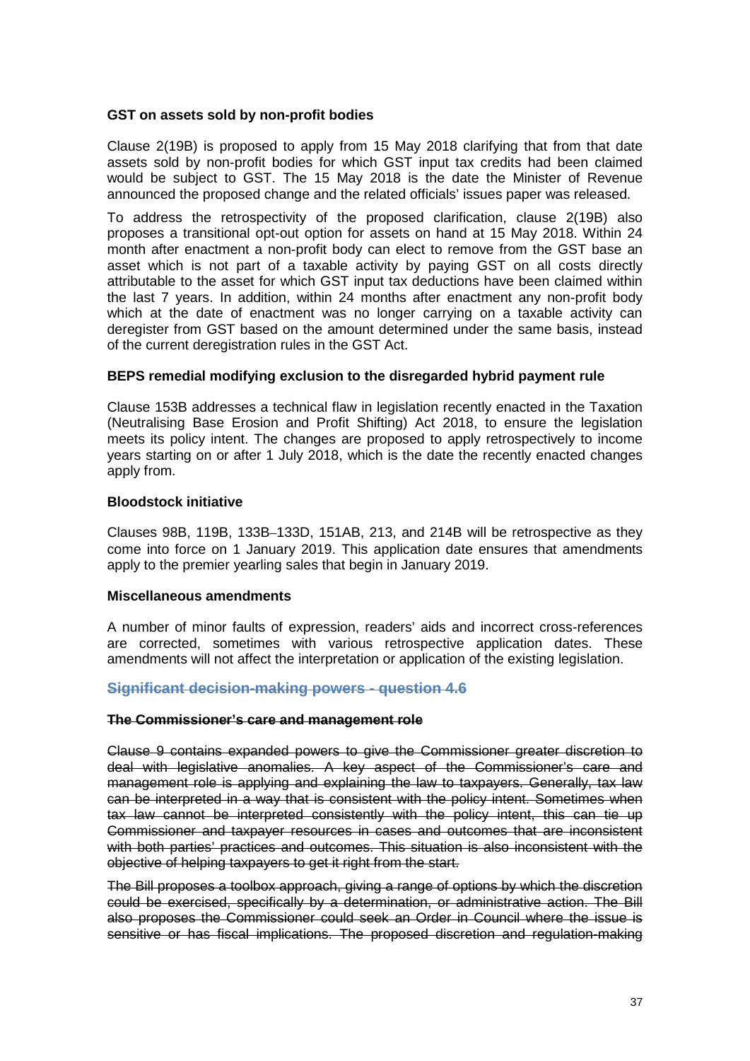**GST on assets sold by non-profit bodies**

Clause 2(19B) is proposed to apply from 15 May 2018 clarifying that from that date assets sold by non-profit bodies for which GST input tax credits had been claimed would be subject to GST. The 15 May 2018 is the date the Minister of Revenue announced the proposed change and the related officials' issues paper was released.

To address the retrospectivity of the proposed clarification, clause 2(19B) also proposes a transitional opt-out option for assets on hand at 15 May 2018. Within 24 month after enactment a non-profit body can elect to remove from the GST base an asset which is not part of a taxable activity by paying GST on all costs directly attributable to the asset for which GST input tax deductions have been claimed within the last 7 years. In addition, within 24 months after enactment any non-profit body which at the date of enactment was no longer carrying on a taxable activity can deregister from GST based on the amount determined under the same basis, instead of the current deregistration rules in the GST Act.

**BEPS remedial modifying exclusion to the disregarded hybrid payment rule**

Clause 153B addresses a technical flaw in legislation recently enacted in the Taxation (Neutralising Base Erosion and Profit Shifting) Act 2018, to ensure the legislation meets its policy intent. The changes are proposed to apply retrospectively to income years starting on or after 1 July 2018, which is the date the recently enacted changes apply from.

**Bloodstock initiative**

Clauses 98B, 119B, 133B–133D, 151AB, 213, and 214B will be retrospective as they come into force on 1 January 2019. This application date ensures that amendments apply to the premier yearling sales that begin in January 2019.

**Miscellaneous amendments**

A number of minor faults of expression, readers' aids and incorrect cross-references are corrected, sometimes with various retrospective application dates. These amendments will not affect the interpretation or application of the existing legislation.

## ~~Significant decision-making powers - question 4.6~~

~~**The Commissioner's care and management role**~~

~~Clause 9 contains expanded powers to give the Commissioner greater discretion to deal with legislative anomalies. A key aspect of the Commissioner's care and management role is applying and explaining the law to taxpayers. Generally, tax law can be interpreted in a way that is consistent with the policy intent. Sometimes when tax law cannot be interpreted consistently with the policy intent, this can tie up Commissioner and taxpayer resources in cases and outcomes that are inconsistent with both parties' practices and outcomes. This situation is also inconsistent with the objective of helping taxpayers to get it right from the start.~~

~~The Bill proposes a toolbox approach, giving a range of options by which the discretion could be exercised, specifically by a determination, or administrative action. The Bill also proposes the Commissioner could seek an Order in Council where the issue is sensitive or has fiscal implications. The proposed discretion and regulation-making~~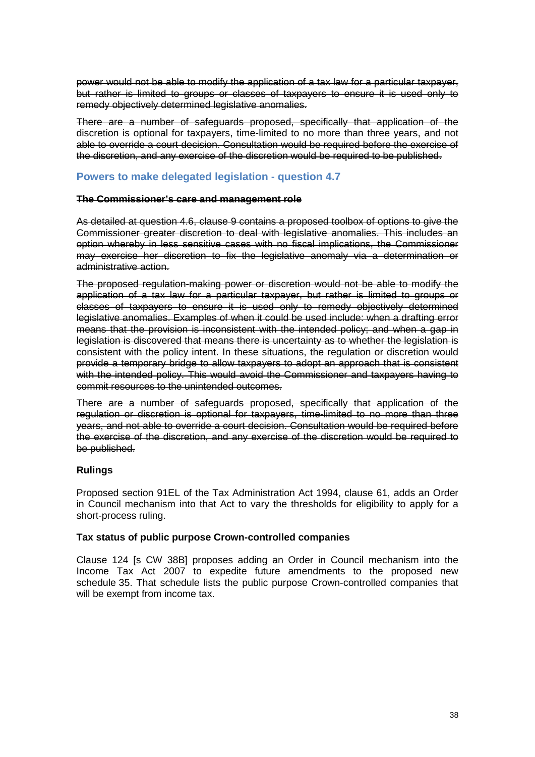~~power would not be able to modify the application of a tax law for a particular taxpayer, but rather is limited to groups or classes of taxpayers to ensure it is used only to remedy objectively determined legislative anomalies.~~

~~There are a number of safeguards proposed, specifically that application of the discretion is optional for taxpayers, time-limited to no more than three years, and not able to override a court decision. Consultation would be required before the exercise of the discretion, and any exercise of the discretion would be required to be published.~~

## Powers to make delegated legislation - question 4.7

~~**The Commissioner's care and management role**~~

~~As detailed at question 4.6, clause 9 contains a proposed toolbox of options to give the Commissioner greater discretion to deal with legislative anomalies. This includes an option whereby in less sensitive cases with no fiscal implications, the Commissioner may exercise her discretion to fix the legislative anomaly via a determination or administrative action.~~

~~The proposed regulation-making power or discretion would not be able to modify the application of a tax law for a particular taxpayer, but rather is limited to groups or classes of taxpayers to ensure it is used only to remedy objectively determined legislative anomalies. Examples of when it could be used include: when a drafting error means that the provision is inconsistent with the intended policy; and when a gap in legislation is discovered that means there is uncertainty as to whether the legislation is consistent with the policy intent. In these situations, the regulation or discretion would provide a temporary bridge to allow taxpayers to adopt an approach that is consistent with the intended policy. This would avoid the Commissioner and taxpayers having to commit resources to the unintended outcomes.~~

~~There are a number of safeguards proposed, specifically that application of the regulation or discretion is optional for taxpayers, time-limited to no more than three years, and not able to override a court decision. Consultation would be required before the exercise of the discretion, and any exercise of the discretion would be required to be published.~~

**Rulings**

Proposed section 91EL of the Tax Administration Act 1994, clause 61, adds an Order in Council mechanism into that Act to vary the thresholds for eligibility to apply for a short-process ruling.

**Tax status of public purpose Crown-controlled companies**

Clause 124 [s CW 38B] proposes adding an Order in Council mechanism into the Income Tax Act 2007 to expedite future amendments to the proposed new schedule 35. That schedule lists the public purpose Crown-controlled companies that will be exempt from income tax.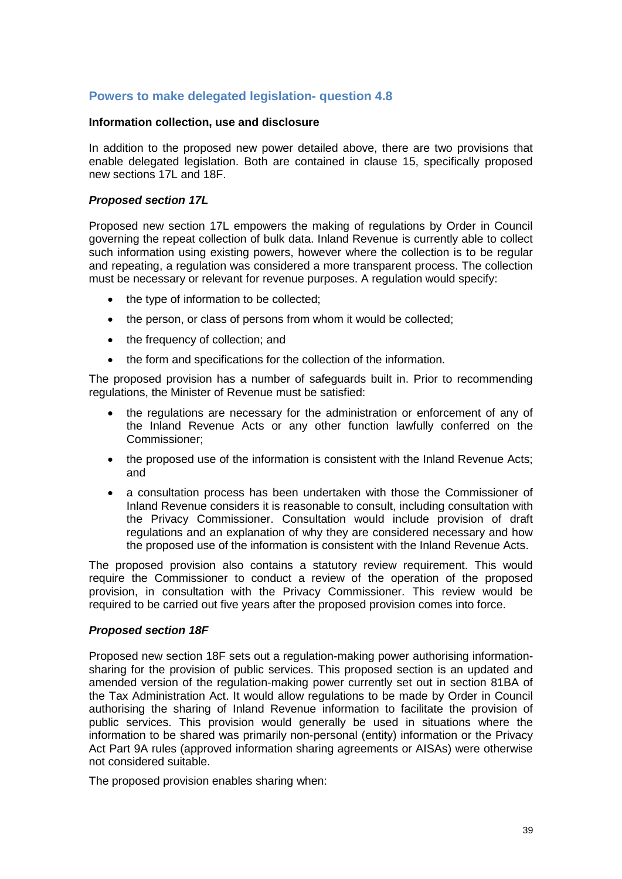## Powers to make delegated legislation- question 4.8

**Information collection, use and disclosure**

In addition to the proposed new power detailed above, there are two provisions that enable delegated legislation. Both are contained in clause 15, specifically proposed new sections 17L and 18F.

***Proposed section 17L***

Proposed new section 17L empowers the making of regulations by Order in Council governing the repeat collection of bulk data. Inland Revenue is currently able to collect such information using existing powers, however where the collection is to be regular and repeating, a regulation was considered a more transparent process. The collection must be necessary or relevant for revenue purposes. A regulation would specify:

- the type of information to be collected;
- the person, or class of persons from whom it would be collected;
- the frequency of collection; and
- the form and specifications for the collection of the information.

The proposed provision has a number of safeguards built in. Prior to recommending regulations, the Minister of Revenue must be satisfied:

- the regulations are necessary for the administration or enforcement of any of the Inland Revenue Acts or any other function lawfully conferred on the Commissioner;
- the proposed use of the information is consistent with the Inland Revenue Acts; and
- a consultation process has been undertaken with those the Commissioner of Inland Revenue considers it is reasonable to consult, including consultation with the Privacy Commissioner. Consultation would include provision of draft regulations and an explanation of why they are considered necessary and how the proposed use of the information is consistent with the Inland Revenue Acts.

The proposed provision also contains a statutory review requirement. This would require the Commissioner to conduct a review of the operation of the proposed provision, in consultation with the Privacy Commissioner. This review would be required to be carried out five years after the proposed provision comes into force.

***Proposed section 18F***

Proposed new section 18F sets out a regulation-making power authorising information-sharing for the provision of public services. This proposed section is an updated and amended version of the regulation-making power currently set out in section 81BA of the Tax Administration Act. It would allow regulations to be made by Order in Council authorising the sharing of Inland Revenue information to facilitate the provision of public services. This provision would generally be used in situations where the information to be shared was primarily non-personal (entity) information or the Privacy Act Part 9A rules (approved information sharing agreements or AISAs) were otherwise not considered suitable.

The proposed provision enables sharing when: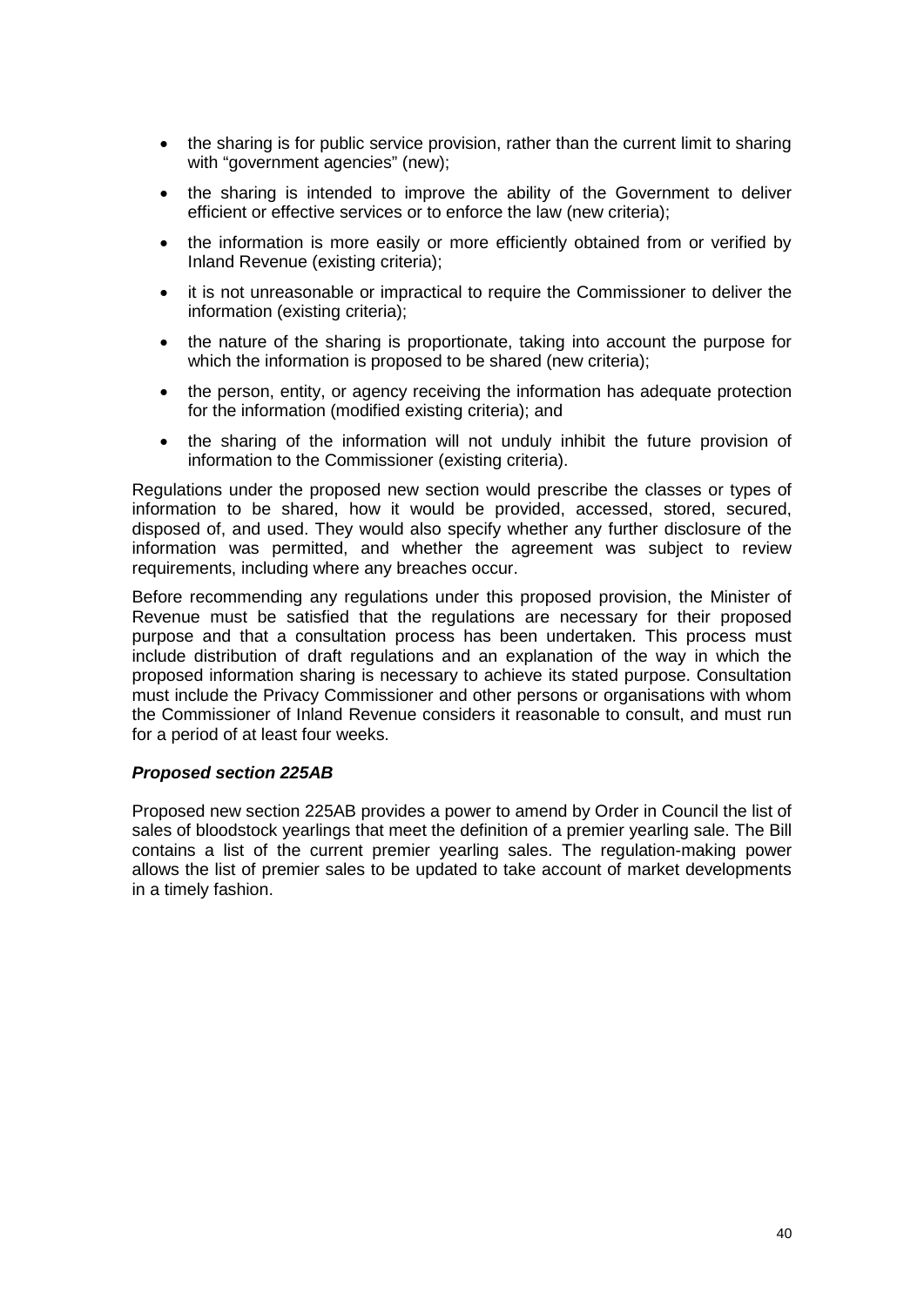- the sharing is for public service provision, rather than the current limit to sharing with "government agencies" (new);
- the sharing is intended to improve the ability of the Government to deliver efficient or effective services or to enforce the law (new criteria);
- the information is more easily or more efficiently obtained from or verified by Inland Revenue (existing criteria);
- it is not unreasonable or impractical to require the Commissioner to deliver the information (existing criteria);
- the nature of the sharing is proportionate, taking into account the purpose for which the information is proposed to be shared (new criteria);
- the person, entity, or agency receiving the information has adequate protection for the information (modified existing criteria); and
- the sharing of the information will not unduly inhibit the future provision of information to the Commissioner (existing criteria).

Regulations under the proposed new section would prescribe the classes or types of information to be shared, how it would be provided, accessed, stored, secured, disposed of, and used. They would also specify whether any further disclosure of the information was permitted, and whether the agreement was subject to review requirements, including where any breaches occur.

Before recommending any regulations under this proposed provision, the Minister of Revenue must be satisfied that the regulations are necessary for their proposed purpose and that a consultation process has been undertaken. This process must include distribution of draft regulations and an explanation of the way in which the proposed information sharing is necessary to achieve its stated purpose. Consultation must include the Privacy Commissioner and other persons or organisations with whom the Commissioner of Inland Revenue considers it reasonable to consult, and must run for a period of at least four weeks.

### *Proposed section 225AB*

Proposed new section 225AB provides a power to amend by Order in Council the list of sales of bloodstock yearlings that meet the definition of a premier yearling sale. The Bill contains a list of the current premier yearling sales. The regulation-making power allows the list of premier sales to be updated to take account of market developments in a timely fashion.